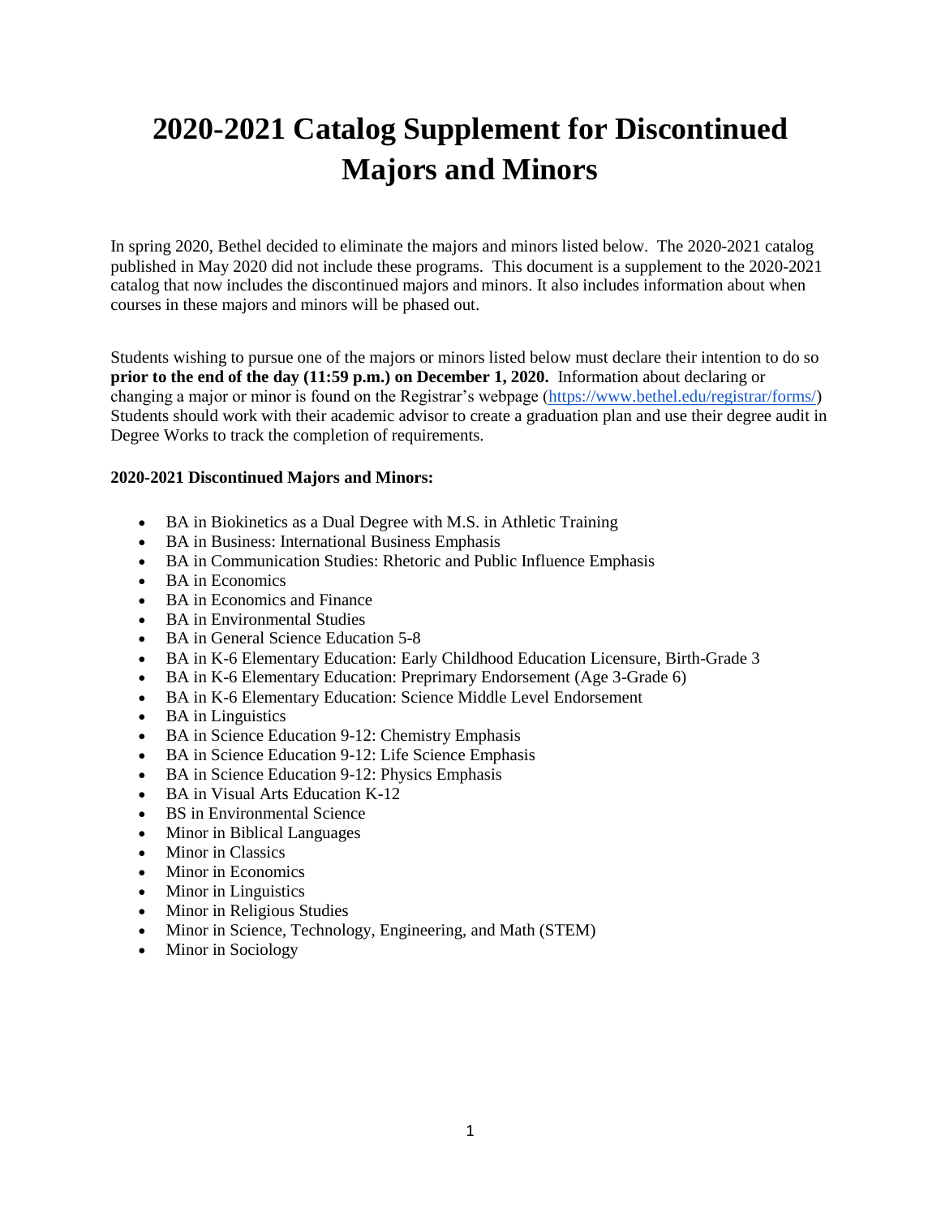# 2020-2021 Catalog Supplement for Discontinued Majors and Minors

In spring 2020, Bethel decided to eliminate the majors and minors listed below. The 2020-2021 catalog published in May 2020 did not include these programs. This document is a supplement to the 2020-2021 catalog that now includes the discontinued majors and minors. It also includes information about when courses in these majors and minors will be phased out.

Students wishing to pursue one of the majors or minors listed below must declare their intention to do so **prior to the end of the day (11:59 p.m.) on December 1, 2020.** Information about declaring or changing a major or minor is found on the Registrar's webpage (https://www.bethel.edu/registrar/forms/) Students should work with their academic advisor to create a graduation plan and use their degree audit in Degree Works to track the completion of requirements.

**2020-2021 Discontinued Majors and Minors:**

- BA in Biokinetics as a Dual Degree with M.S. in Athletic Training
- BA in Business: International Business Emphasis
- BA in Communication Studies: Rhetoric and Public Influence Emphasis
- BA in Economics
- BA in Economics and Finance
- BA in Environmental Studies
- BA in General Science Education 5-8
- BA in K-6 Elementary Education: Early Childhood Education Licensure, Birth-Grade 3
- BA in K-6 Elementary Education: Preprimary Endorsement (Age 3-Grade 6)
- BA in K-6 Elementary Education: Science Middle Level Endorsement
- BA in Linguistics
- BA in Science Education 9-12: Chemistry Emphasis
- BA in Science Education 9-12: Life Science Emphasis
- BA in Science Education 9-12: Physics Emphasis
- BA in Visual Arts Education K-12
- BS in Environmental Science
- Minor in Biblical Languages
- Minor in Classics
- Minor in Economics
- Minor in Linguistics
- Minor in Religious Studies
- Minor in Science, Technology, Engineering, and Math (STEM)
- Minor in Sociology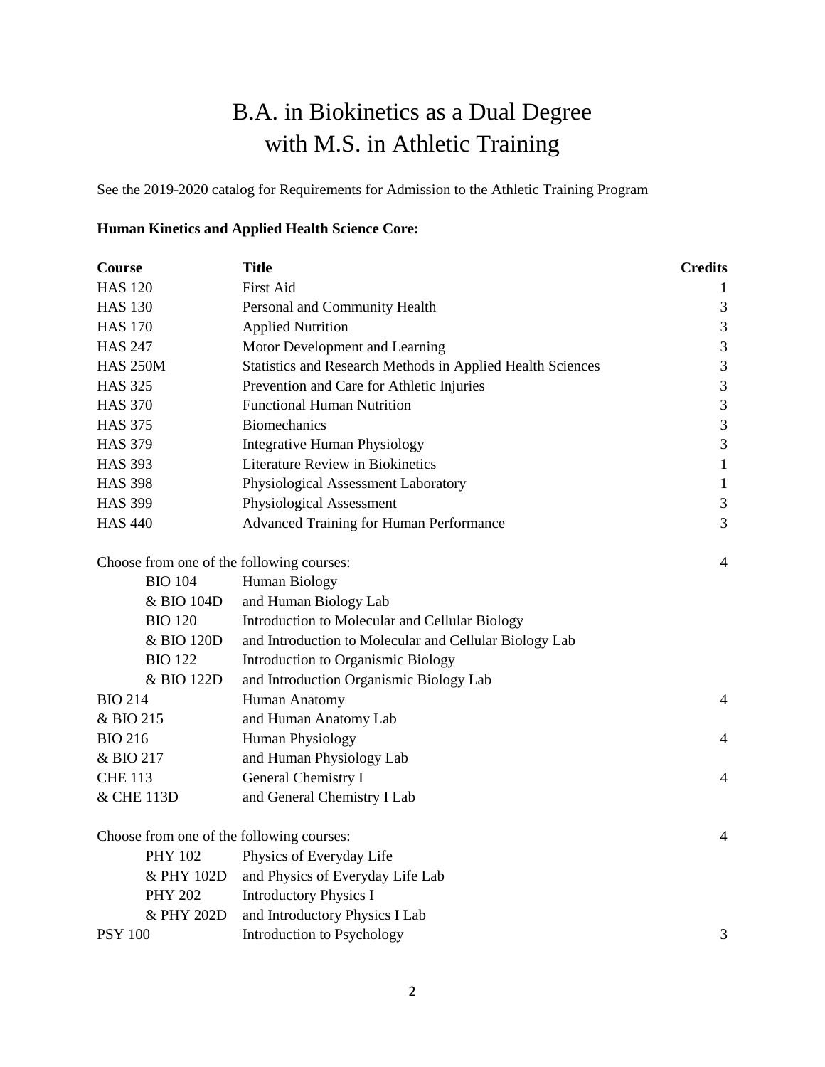# B.A. in Biokinetics as a Dual Degree with M.S. in Athletic Training

See the 2019-2020 catalog for Requirements for Admission to the Athletic Training Program

**Human Kinetics and Applied Health Science Core:**

| Course | Title | Credits |
|---|---|---|
| HAS 120 | First Aid | 1 |
| HAS 130 | Personal and Community Health | 3 |
| HAS 170 | Applied Nutrition | 3 |
| HAS 247 | Motor Development and Learning | 3 |
| HAS 250M | Statistics and Research Methods in Applied Health Sciences | 3 |
| HAS 325 | Prevention and Care for Athletic Injuries | 3 |
| HAS 370 | Functional Human Nutrition | 3 |
| HAS 375 | Biomechanics | 3 |
| HAS 379 | Integrative Human Physiology | 3 |
| HAS 393 | Literature Review in Biokinetics | 1 |
| HAS 398 | Physiological Assessment Laboratory | 1 |
| HAS 399 | Physiological Assessment | 3 |
| HAS 440 | Advanced Training for Human Performance | 3 |
| Choose from one of the following courses: | | 4 |
| BIO 104 | Human Biology | |
| & BIO 104D | and Human Biology Lab | |
| BIO 120 | Introduction to Molecular and Cellular Biology | |
| & BIO 120D | and Introduction to Molecular and Cellular Biology Lab | |
| BIO 122 | Introduction to Organismic Biology | |
| & BIO 122D | and Introduction Organismic Biology Lab | |
| BIO 214 | Human Anatomy | 4 |
| & BIO 215 | and Human Anatomy Lab | |
| BIO 216 | Human Physiology | 4 |
| & BIO 217 | and Human Physiology Lab | |
| CHE 113 | General Chemistry I | 4 |
| & CHE 113D | and General Chemistry I Lab | |
| Choose from one of the following courses: | | 4 |
| PHY 102 | Physics of Everyday Life | |
| & PHY 102D | and Physics of Everyday Life Lab | |
| PHY 202 | Introductory Physics I | |
| & PHY 202D | and Introductory Physics I Lab | |
| PSY 100 | Introduction to Psychology | 3 |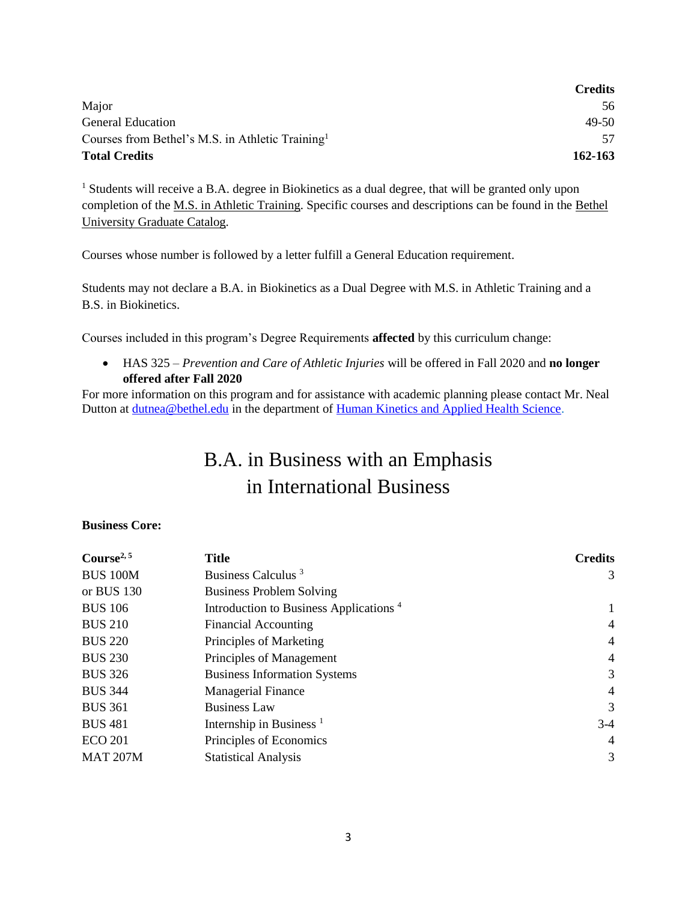| | Credits |
|---|---|
| Major | 56 |
| General Education | 49-50 |
| Courses from Bethel's M.S. in Athletic Training[1] | 57 |
| **Total Credits** | **162-163** |

[1] Students will receive a B.A. degree in Biokinetics as a dual degree, that will be granted only upon completion of the M.S. in Athletic Training. Specific courses and descriptions can be found in the Bethel University Graduate Catalog.

Courses whose number is followed by a letter fulfill a General Education requirement.

Students may not declare a B.A. in Biokinetics as a Dual Degree with M.S. in Athletic Training and a B.S. in Biokinetics.

Courses included in this program's Degree Requirements **affected** by this curriculum change:

- HAS 325 – *Prevention and Care of Athletic Injuries* will be offered in Fall 2020 and **no longer offered after Fall 2020**

For more information on this program and for assistance with academic planning please contact Mr. Neal Dutton at dutnea@bethel.edu in the department of Human Kinetics and Applied Health Science.

# B.A. in Business with an Emphasis in International Business

**Business Core:**

| Course[2, 5] | Title | Credits |
|---|---|---|
| BUS 100M | Business Calculus [3] | 3 |
| or BUS 130 | Business Problem Solving | |
| BUS 106 | Introduction to Business Applications [4] | 1 |
| BUS 210 | Financial Accounting | 4 |
| BUS 220 | Principles of Marketing | 4 |
| BUS 230 | Principles of Management | 4 |
| BUS 326 | Business Information Systems | 3 |
| BUS 344 | Managerial Finance | 4 |
| BUS 361 | Business Law | 3 |
| BUS 481 | Internship in Business [1] | 3-4 |
| ECO 201 | Principles of Economics | 4 |
| MAT 207M | Statistical Analysis | 3 |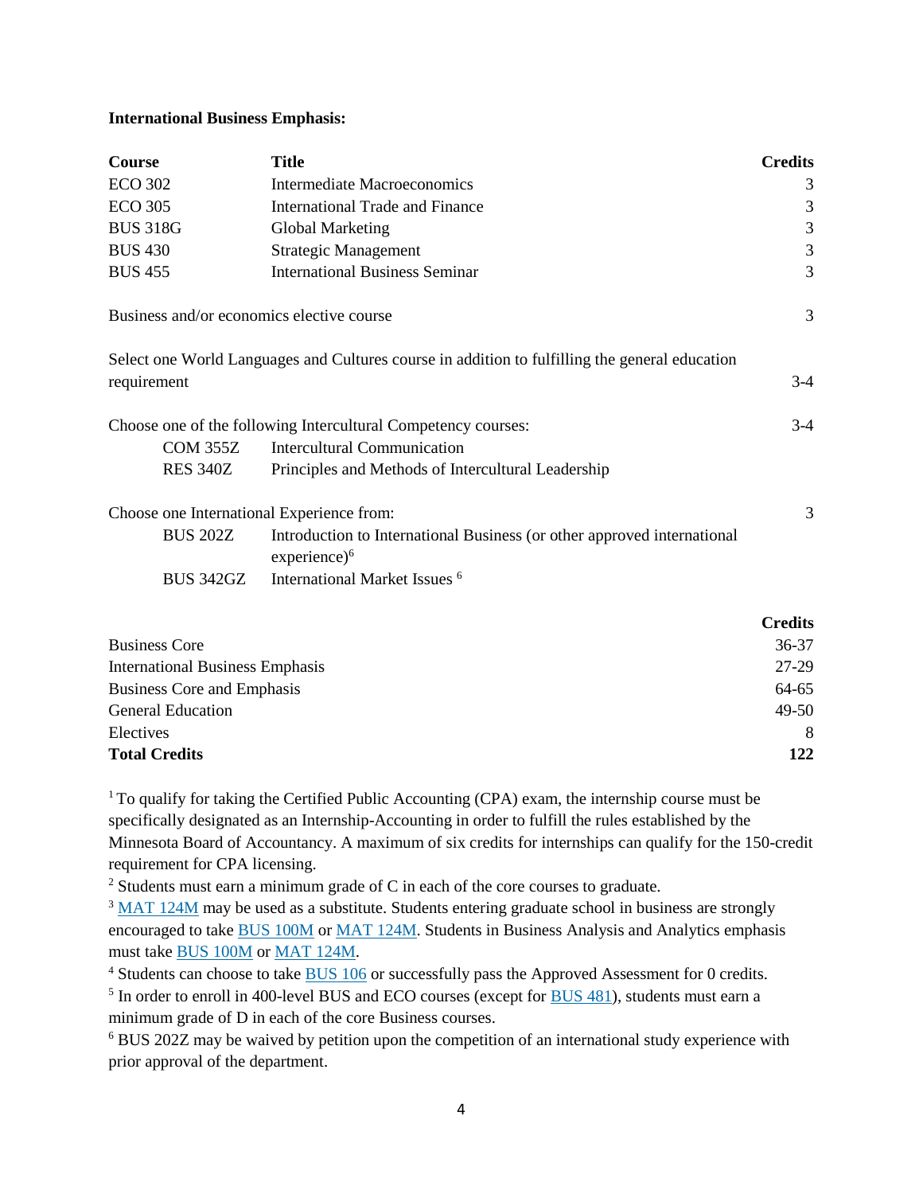**International Business Emphasis:**

| Course | Title | Credits |
|---|---|---|
| ECO 302 | Intermediate Macroeconomics | 3 |
| ECO 305 | International Trade and Finance | 3 |
| BUS 318G | Global Marketing | 3 |
| BUS 430 | Strategic Management | 3 |
| BUS 455 | International Business Seminar | 3 |
| Business and/or economics elective course | | 3 |
| Select one World Languages and Cultures course in addition to fulfilling the general education requirement | | 3-4 |
| Choose one of the following Intercultural Competency courses: | | 3-4 |
| COM 355Z | Intercultural Communication | |
| RES 340Z | Principles and Methods of Intercultural Leadership | |
| Choose one International Experience from: | | 3 |
| BUS 202Z | Introduction to International Business (or other approved international experience)[6] | |
| BUS 342GZ | International Market Issues [6] | |

| | Credits |
|---|---|
| Business Core | 36-37 |
| International Business Emphasis | 27-29 |
| Business Core and Emphasis | 64-65 |
| General Education | 49-50 |
| Electives | 8 |
| **Total Credits** | **122** |

[1] To qualify for taking the Certified Public Accounting (CPA) exam, the internship course must be specifically designated as an Internship-Accounting in order to fulfill the rules established by the Minnesota Board of Accountancy. A maximum of six credits for internships can qualify for the 150-credit requirement for CPA licensing.

[2] Students must earn a minimum grade of C in each of the core courses to graduate.

[3] MAT 124M may be used as a substitute. Students entering graduate school in business are strongly encouraged to take BUS 100M or MAT 124M. Students in Business Analysis and Analytics emphasis must take BUS 100M or MAT 124M.

[4] Students can choose to take BUS 106 or successfully pass the Approved Assessment for 0 credits.

[5] In order to enroll in 400-level BUS and ECO courses (except for BUS 481), students must earn a minimum grade of D in each of the core Business courses.

[6] BUS 202Z may be waived by petition upon the competition of an international study experience with prior approval of the department.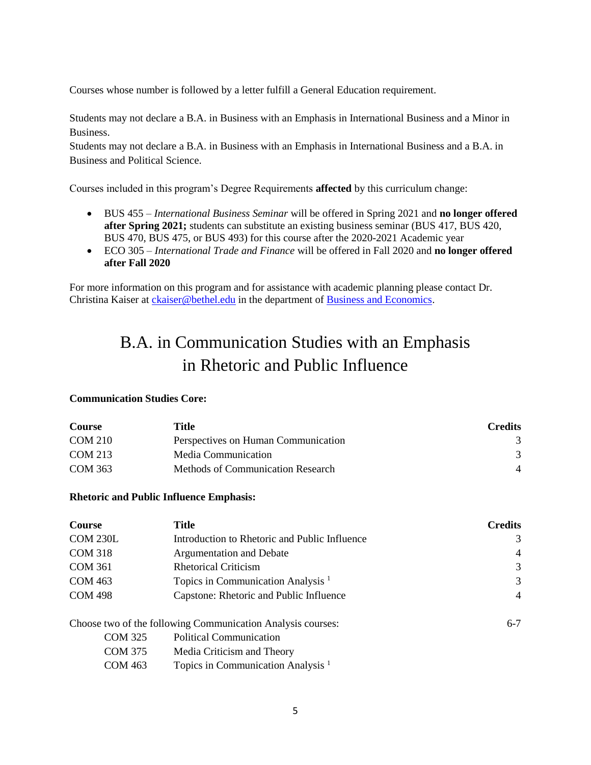Courses whose number is followed by a letter fulfill a General Education requirement.

Students may not declare a B.A. in Business with an Emphasis in International Business and a Minor in Business.
Students may not declare a B.A. in Business with an Emphasis in International Business and a B.A. in Business and Political Science.

Courses included in this program's Degree Requirements **affected** by this curriculum change:

- BUS 455 – *International Business Seminar* will be offered in Spring 2021 and **no longer offered after Spring 2021;** students can substitute an existing business seminar (BUS 417, BUS 420, BUS 470, BUS 475, or BUS 493) for this course after the 2020-2021 Academic year
- ECO 305 – *International Trade and Finance* will be offered in Fall 2020 and **no longer offered after Fall 2020**

For more information on this program and for assistance with academic planning please contact Dr. Christina Kaiser at ckaiser@bethel.edu in the department of Business and Economics.

# B.A. in Communication Studies with an Emphasis in Rhetoric and Public Influence

**Communication Studies Core:**

| Course | Title | Credits |
|---|---|---|
| COM 210 | Perspectives on Human Communication | 3 |
| COM 213 | Media Communication | 3 |
| COM 363 | Methods of Communication Research | 4 |

**Rhetoric and Public Influence Emphasis:**

| Course | Title | Credits |
|---|---|---|
| COM 230L | Introduction to Rhetoric and Public Influence | 3 |
| COM 318 | Argumentation and Debate | 4 |
| COM 361 | Rhetorical Criticism | 3 |
| COM 463 | Topics in Communication Analysis [1] | 3 |
| COM 498 | Capstone: Rhetoric and Public Influence | 4 |

Choose two of the following Communication Analysis courses: 6-7

| Course | Title |
|---|---|
| COM 325 | Political Communication |
| COM 375 | Media Criticism and Theory |
| COM 463 | Topics in Communication Analysis [1] |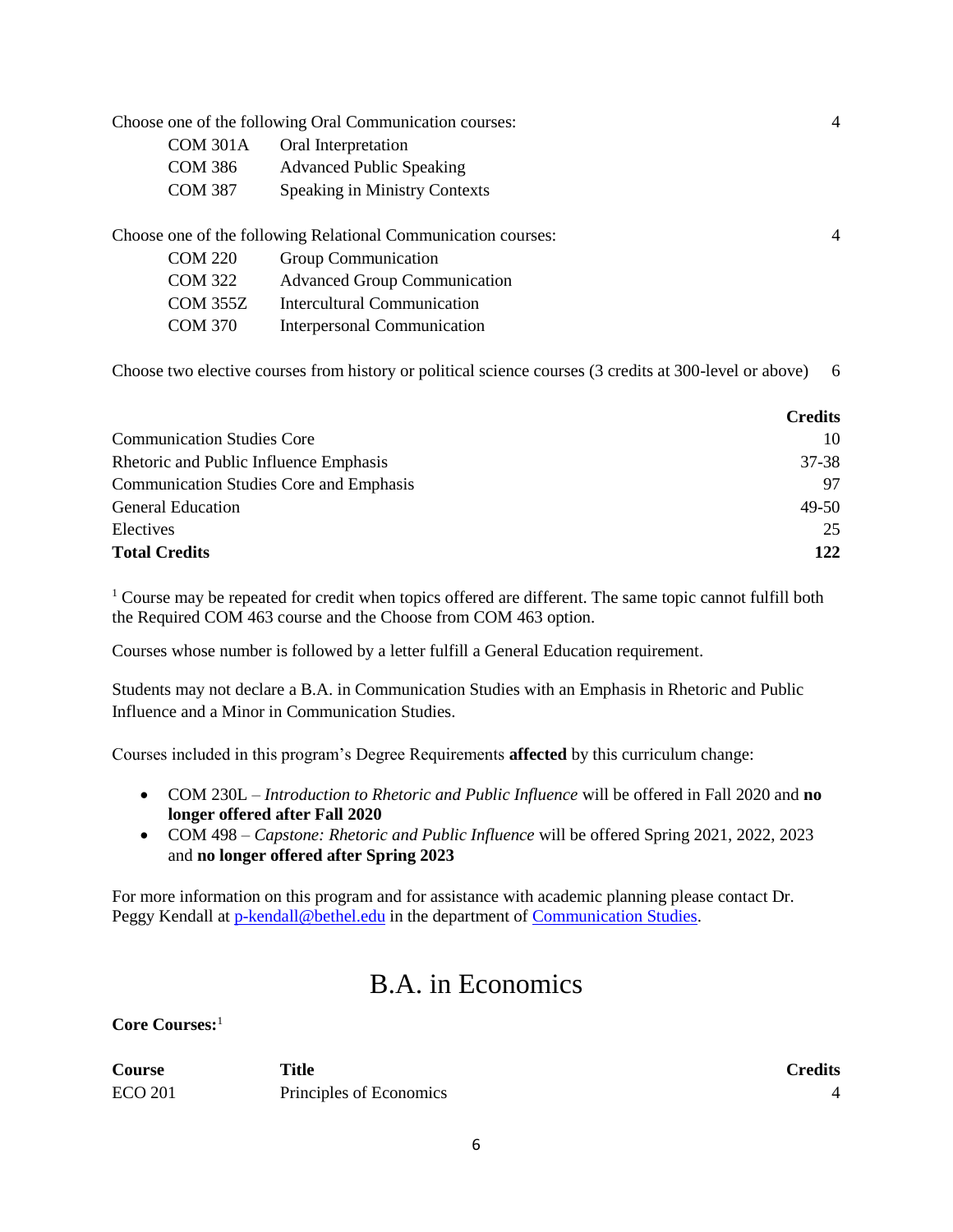Choose one of the following Oral Communication courses: 4

| | | |
|---|---|---|
| COM 301A | Oral Interpretation | |
| COM 386 | Advanced Public Speaking | |
| COM 387 | Speaking in Ministry Contexts | |

Choose one of the following Relational Communication courses: 4

| | | |
|---|---|---|
| COM 220 | Group Communication | |
| COM 322 | Advanced Group Communication | |
| COM 355Z | Intercultural Communication | |
| COM 370 | Interpersonal Communication | |

Choose two elective courses from history or political science courses (3 credits at 300-level or above) 6

| | **Credits** |
|---|---|
| Communication Studies Core | 10 |
| Rhetoric and Public Influence Emphasis | 37-38 |
| Communication Studies Core and Emphasis | 97 |
| General Education | 49-50 |
| Electives | 25 |
| **Total Credits** | **122** |

[1] Course may be repeated for credit when topics offered are different. The same topic cannot fulfill both the Required COM 463 course and the Choose from COM 463 option.

Courses whose number is followed by a letter fulfill a General Education requirement.

Students may not declare a B.A. in Communication Studies with an Emphasis in Rhetoric and Public Influence and a Minor in Communication Studies.

Courses included in this program's Degree Requirements **affected** by this curriculum change:

- COM 230L – *Introduction to Rhetoric and Public Influence* will be offered in Fall 2020 and **no longer offered after Fall 2020**
- COM 498 – *Capstone: Rhetoric and Public Influence* will be offered Spring 2021, 2022, 2023 and **no longer offered after Spring 2023**

For more information on this program and for assistance with academic planning please contact Dr. Peggy Kendall at p-kendall@bethel.edu in the department of Communication Studies.

# B.A. in Economics

**Core Courses:**[1]

| **Course** | **Title** | **Credits** |
|---|---|---|
| ECO 201 | Principles of Economics | 4 |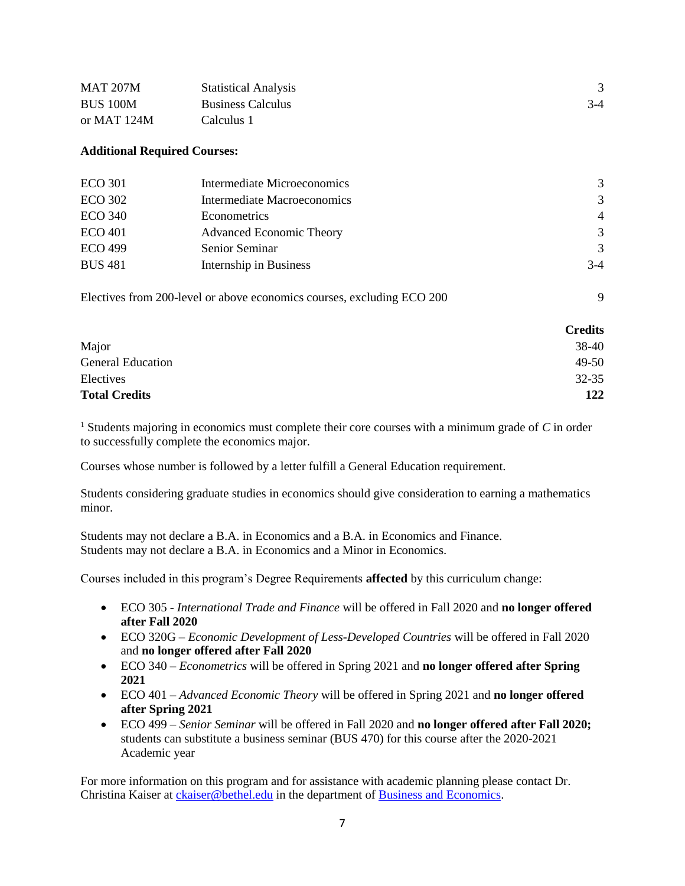| | | |
|---|---|---|
| MAT 207M | Statistical Analysis | 3 |
| BUS 100M | Business Calculus | 3-4 |
| or MAT 124M | Calculus 1 | |

**Additional Required Courses:**

| | | |
|---|---|---|
| ECO 301 | Intermediate Microeconomics | 3 |
| ECO 302 | Intermediate Macroeconomics | 3 |
| ECO 340 | Econometrics | 4 |
| ECO 401 | Advanced Economic Theory | 3 |
| ECO 499 | Senior Seminar | 3 |
| BUS 481 | Internship in Business | 3-4 |

Electives from 200-level or above economics courses, excluding ECO 200 — 9

| | **Credits** |
|---|---|
| Major | 38-40 |
| General Education | 49-50 |
| Electives | 32-35 |
| **Total Credits** | **122** |

[1] Students majoring in economics must complete their core courses with a minimum grade of *C* in order to successfully complete the economics major.

Courses whose number is followed by a letter fulfill a General Education requirement.

Students considering graduate studies in economics should give consideration to earning a mathematics minor.

Students may not declare a B.A. in Economics and a B.A. in Economics and Finance.
Students may not declare a B.A. in Economics and a Minor in Economics.

Courses included in this program's Degree Requirements **affected** by this curriculum change:

- ECO 305 - *International Trade and Finance* will be offered in Fall 2020 and **no longer offered after Fall 2020**
- ECO 320G – *Economic Development of Less-Developed Countries* will be offered in Fall 2020 and **no longer offered after Fall 2020**
- ECO 340 – *Econometrics* will be offered in Spring 2021 and **no longer offered after Spring 2021**
- ECO 401 – *Advanced Economic Theory* will be offered in Spring 2021 and **no longer offered after Spring 2021**
- ECO 499 – *Senior Seminar* will be offered in Fall 2020 and **no longer offered after Fall 2020;** students can substitute a business seminar (BUS 470) for this course after the 2020-2021 Academic year

For more information on this program and for assistance with academic planning please contact Dr. Christina Kaiser at [ckaiser@bethel.edu](mailto:ckaiser@bethel.edu) in the department of [Business and Economics](#).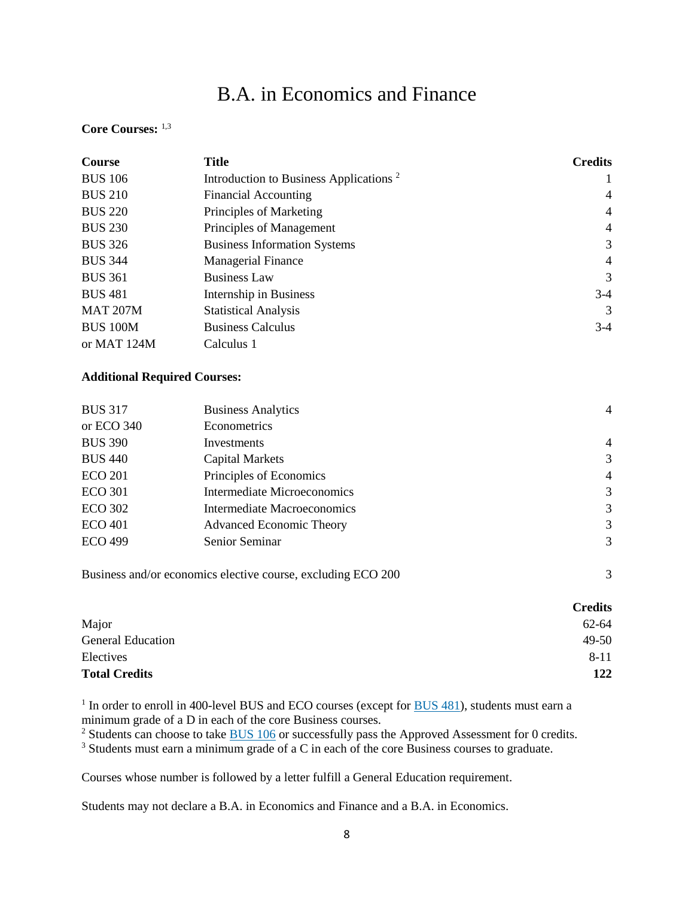# B.A. in Economics and Finance

**Core Courses:** [1,3]

| Course | Title | Credits |
|---|---|---|
| BUS 106 | Introduction to Business Applications [2] | 1 |
| BUS 210 | Financial Accounting | 4 |
| BUS 220 | Principles of Marketing | 4 |
| BUS 230 | Principles of Management | 4 |
| BUS 326 | Business Information Systems | 3 |
| BUS 344 | Managerial Finance | 4 |
| BUS 361 | Business Law | 3 |
| BUS 481 | Internship in Business | 3-4 |
| MAT 207M | Statistical Analysis | 3 |
| BUS 100M | Business Calculus | 3-4 |
| or MAT 124M | Calculus 1 | |

**Additional Required Courses:**

| Course | Title | Credits |
|---|---|---|
| BUS 317 | Business Analytics | 4 |
| or ECO 340 | Econometrics | |
| BUS 390 | Investments | 4 |
| BUS 440 | Capital Markets | 3 |
| ECO 201 | Principles of Economics | 4 |
| ECO 301 | Intermediate Microeconomics | 3 |
| ECO 302 | Intermediate Macroeconomics | 3 |
| ECO 401 | Advanced Economic Theory | 3 |
| ECO 499 | Senior Seminar | 3 |

Business and/or economics elective course, excluding ECO 200 — 3

| | Credits |
|---|---|
| Major | 62-64 |
| General Education | 49-50 |
| Electives | 8-11 |
| **Total Credits** | **122** |

[1] In order to enroll in 400-level BUS and ECO courses (except for BUS 481), students must earn a minimum grade of a D in each of the core Business courses.
[2] Students can choose to take BUS 106 or successfully pass the Approved Assessment for 0 credits.
[3] Students must earn a minimum grade of a C in each of the core Business courses to graduate.

Courses whose number is followed by a letter fulfill a General Education requirement.

Students may not declare a B.A. in Economics and Finance and a B.A. in Economics.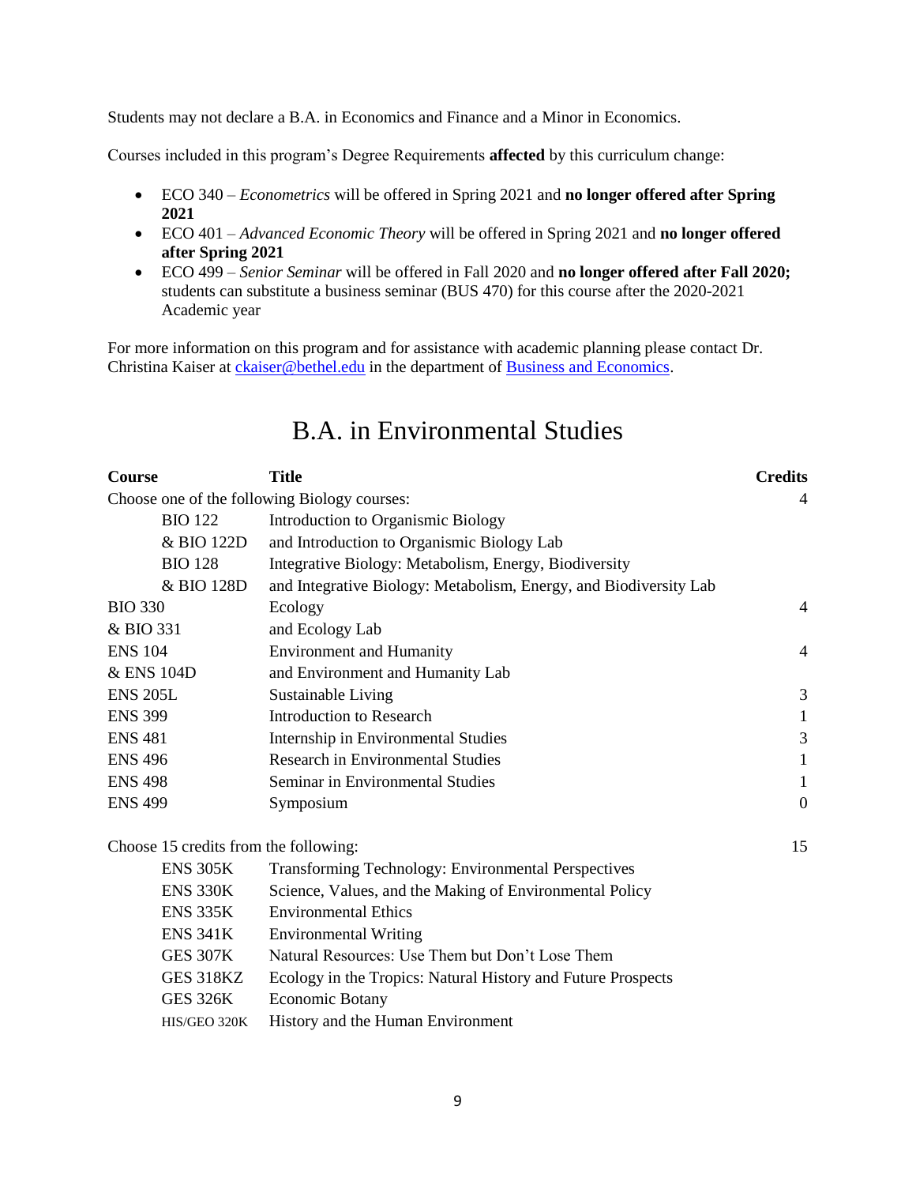Students may not declare a B.A. in Economics and Finance and a Minor in Economics.

Courses included in this program's Degree Requirements **affected** by this curriculum change:

- ECO 340 – *Econometrics* will be offered in Spring 2021 and **no longer offered after Spring 2021**
- ECO 401 – *Advanced Economic Theory* will be offered in Spring 2021 and **no longer offered after Spring 2021**
- ECO 499 – *Senior Seminar* will be offered in Fall 2020 and **no longer offered after Fall 2020;** students can substitute a business seminar (BUS 470) for this course after the 2020-2021 Academic year

For more information on this program and for assistance with academic planning please contact Dr. Christina Kaiser at [ckaiser@bethel.edu](mailto:ckaiser@bethel.edu) in the department of [Business and Economics](#).

# B.A. in Environmental Studies

| Course | Title | Credits |
|---|---|---|
| Choose one of the following Biology courses: | | 4 |
| BIO 122 | Introduction to Organismic Biology | |
| & BIO 122D | and Introduction to Organismic Biology Lab | |
| BIO 128 | Integrative Biology: Metabolism, Energy, Biodiversity | |
| & BIO 128D | and Integrative Biology: Metabolism, Energy, and Biodiversity Lab | |
| BIO 330 | Ecology | 4 |
| & BIO 331 | and Ecology Lab | |
| ENS 104 | Environment and Humanity | 4 |
| & ENS 104D | and Environment and Humanity Lab | |
| ENS 205L | Sustainable Living | 3 |
| ENS 399 | Introduction to Research | 1 |
| ENS 481 | Internship in Environmental Studies | 3 |
| ENS 496 | Research in Environmental Studies | 1 |
| ENS 498 | Seminar in Environmental Studies | 1 |
| ENS 499 | Symposium | 0 |
| Choose 15 credits from the following: | | 15 |
| ENS 305K | Transforming Technology: Environmental Perspectives | |
| ENS 330K | Science, Values, and the Making of Environmental Policy | |
| ENS 335K | Environmental Ethics | |
| ENS 341K | Environmental Writing | |
| GES 307K | Natural Resources: Use Them but Don't Lose Them | |
| GES 318KZ | Ecology in the Tropics: Natural History and Future Prospects | |
| GES 326K | Economic Botany | |
| HIS/GEO 320K | History and the Human Environment | |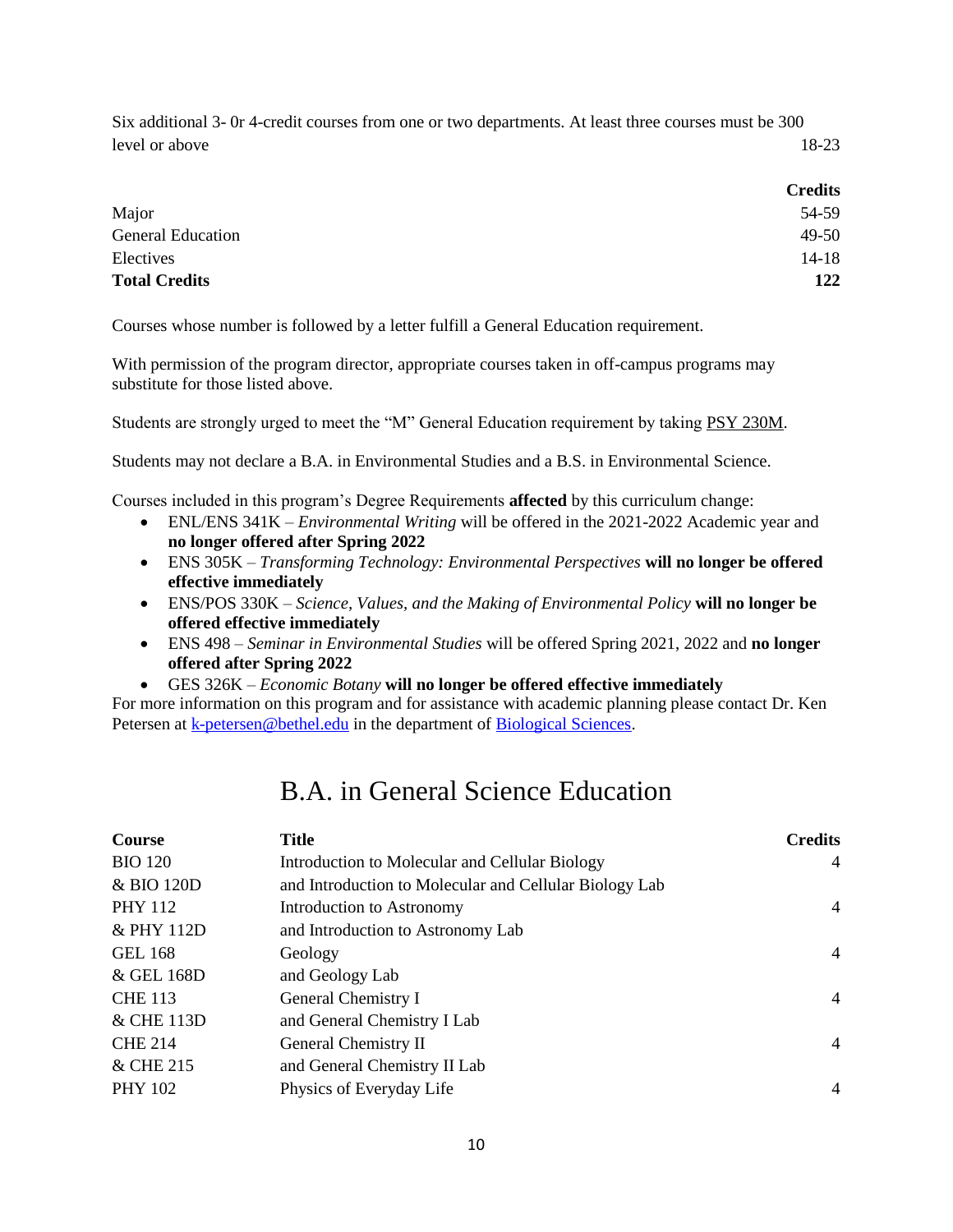| | |
|---|---|
| Six additional 3- 0r 4-credit courses from one or two departments. At least three courses must be 300 level or above | 18-23 |

| | Credits |
|---|---|
| Major | 54-59 |
| General Education | 49-50 |
| Electives | 14-18 |
| **Total Credits** | **122** |

Courses whose number is followed by a letter fulfill a General Education requirement.

With permission of the program director, appropriate courses taken in off-campus programs may substitute for those listed above.

Students are strongly urged to meet the "M" General Education requirement by taking PSY 230M.

Students may not declare a B.A. in Environmental Studies and a B.S. in Environmental Science.

Courses included in this program's Degree Requirements **affected** by this curriculum change:

- ENL/ENS 341K – *Environmental Writing* will be offered in the 2021-2022 Academic year and **no longer offered after Spring 2022**
- ENS 305K – *Transforming Technology: Environmental Perspectives* **will no longer be offered effective immediately**
- ENS/POS 330K – *Science, Values, and the Making of Environmental Policy* **will no longer be offered effective immediately**
- ENS 498 – *Seminar in Environmental Studies* will be offered Spring 2021, 2022 and **no longer offered after Spring 2022**
- GES 326K – *Economic Botany* **will no longer be offered effective immediately**

For more information on this program and for assistance with academic planning please contact Dr. Ken Petersen at k-petersen@bethel.edu in the department of Biological Sciences.

# B.A. in General Science Education

| Course | Title | Credits |
|---|---|---|
| BIO 120 | Introduction to Molecular and Cellular Biology | 4 |
| & BIO 120D | and Introduction to Molecular and Cellular Biology Lab | |
| PHY 112 | Introduction to Astronomy | 4 |
| & PHY 112D | and Introduction to Astronomy Lab | |
| GEL 168 | Geology | 4 |
| & GEL 168D | and Geology Lab | |
| CHE 113 | General Chemistry I | 4 |
| & CHE 113D | and General Chemistry I Lab | |
| CHE 214 | General Chemistry II | 4 |
| & CHE 215 | and General Chemistry II Lab | |
| PHY 102 | Physics of Everyday Life | 4 |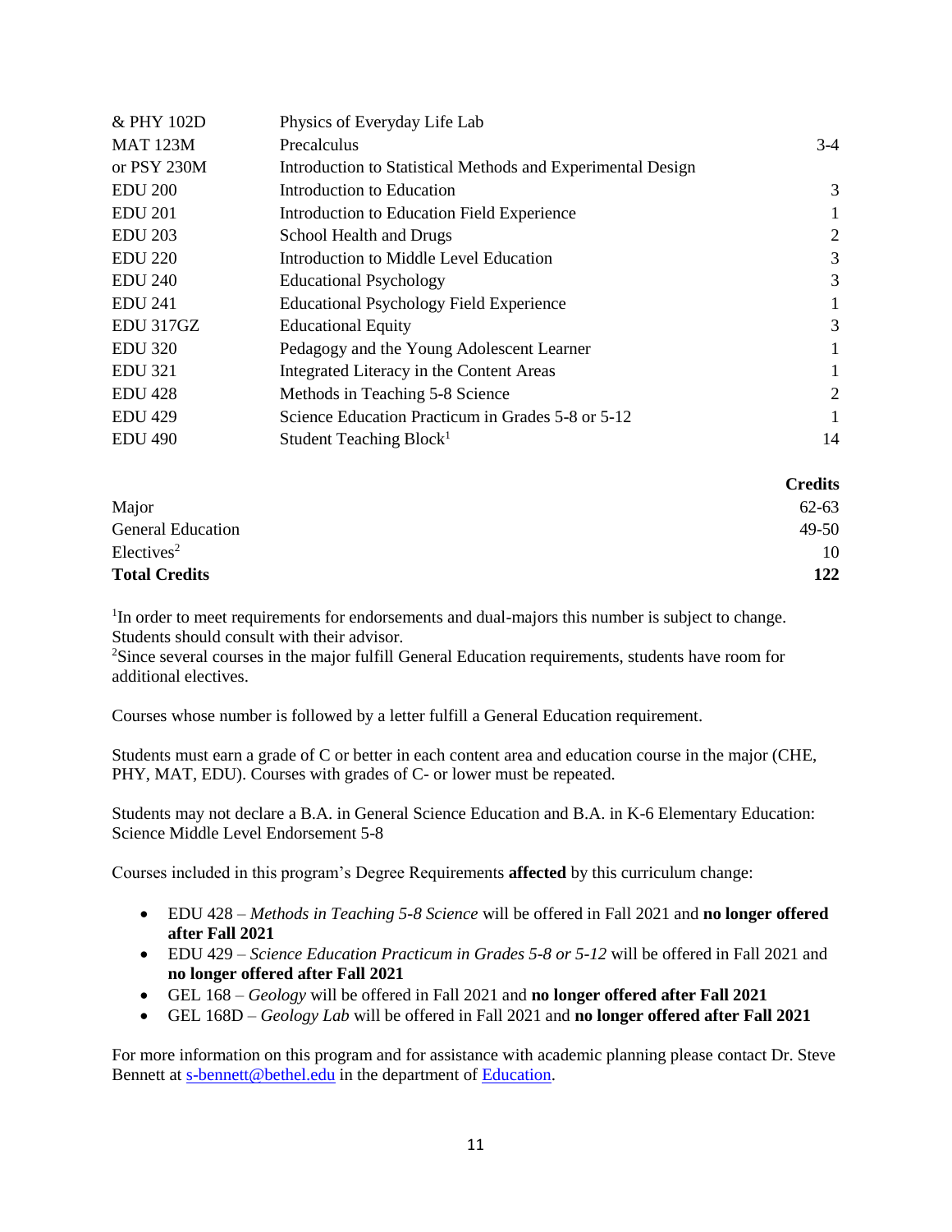| | | |
|---|---|---|
| & PHY 102D | Physics of Everyday Life Lab | |
| MAT 123M | Precalculus | 3-4 |
| or PSY 230M | Introduction to Statistical Methods and Experimental Design | |
| EDU 200 | Introduction to Education | 3 |
| EDU 201 | Introduction to Education Field Experience | 1 |
| EDU 203 | School Health and Drugs | 2 |
| EDU 220 | Introduction to Middle Level Education | 3 |
| EDU 240 | Educational Psychology | 3 |
| EDU 241 | Educational Psychology Field Experience | 1 |
| EDU 317GZ | Educational Equity | 3 |
| EDU 320 | Pedagogy and the Young Adolescent Learner | 1 |
| EDU 321 | Integrated Literacy in the Content Areas | 1 |
| EDU 428 | Methods in Teaching 5-8 Science | 2 |
| EDU 429 | Science Education Practicum in Grades 5-8 or 5-12 | 1 |
| EDU 490 | Student Teaching Block[1] | 14 |

| | **Credits** |
|---|---|
| Major | 62-63 |
| General Education | 49-50 |
| Electives[2] | 10 |
| **Total Credits** | **122** |

[1]In order to meet requirements for endorsements and dual-majors this number is subject to change. Students should consult with their advisor.
[2]Since several courses in the major fulfill General Education requirements, students have room for additional electives.

Courses whose number is followed by a letter fulfill a General Education requirement.

Students must earn a grade of C or better in each content area and education course in the major (CHE, PHY, MAT, EDU). Courses with grades of C- or lower must be repeated.

Students may not declare a B.A. in General Science Education and B.A. in K-6 Elementary Education: Science Middle Level Endorsement 5-8

Courses included in this program's Degree Requirements **affected** by this curriculum change:

- EDU 428 – *Methods in Teaching 5-8 Science* will be offered in Fall 2021 and **no longer offered after Fall 2021**
- EDU 429 – *Science Education Practicum in Grades 5-8 or 5-12* will be offered in Fall 2021 and **no longer offered after Fall 2021**
- GEL 168 – *Geology* will be offered in Fall 2021 and **no longer offered after Fall 2021**
- GEL 168D – *Geology Lab* will be offered in Fall 2021 and **no longer offered after Fall 2021**

For more information on this program and for assistance with academic planning please contact Dr. Steve Bennett at s-bennett@bethel.edu in the department of Education.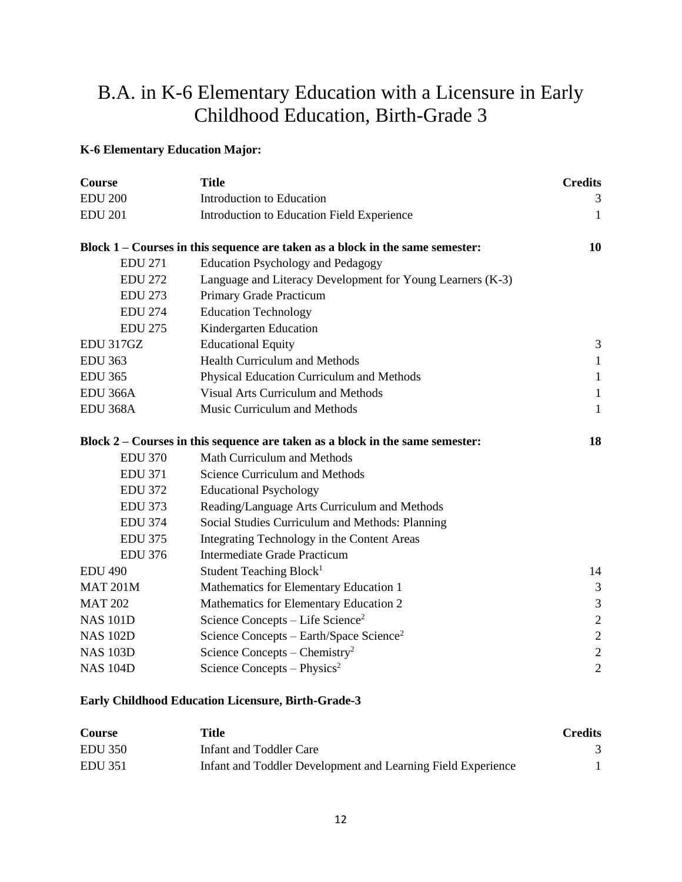# B.A. in K-6 Elementary Education with a Licensure in Early Childhood Education, Birth-Grade 3

**K-6 Elementary Education Major:**

| Course | Title | Credits |
|---|---|---|
| EDU 200 | Introduction to Education | 3 |
| EDU 201 | Introduction to Education Field Experience | 1 |
| **Block 1 – Courses in this sequence are taken as a block in the same semester:** | | **10** |
| EDU 271 | Education Psychology and Pedagogy | |
| EDU 272 | Language and Literacy Development for Young Learners (K-3) | |
| EDU 273 | Primary Grade Practicum | |
| EDU 274 | Education Technology | |
| EDU 275 | Kindergarten Education | |
| EDU 317GZ | Educational Equity | 3 |
| EDU 363 | Health Curriculum and Methods | 1 |
| EDU 365 | Physical Education Curriculum and Methods | 1 |
| EDU 366A | Visual Arts Curriculum and Methods | 1 |
| EDU 368A | Music Curriculum and Methods | 1 |
| **Block 2 – Courses in this sequence are taken as a block in the same semester:** | | **18** |
| EDU 370 | Math Curriculum and Methods | |
| EDU 371 | Science Curriculum and Methods | |
| EDU 372 | Educational Psychology | |
| EDU 373 | Reading/Language Arts Curriculum and Methods | |
| EDU 374 | Social Studies Curriculum and Methods: Planning | |
| EDU 375 | Integrating Technology in the Content Areas | |
| EDU 376 | Intermediate Grade Practicum | |
| EDU 490 | Student Teaching Block[1] | 14 |
| MAT 201M | Mathematics for Elementary Education 1 | 3 |
| MAT 202 | Mathematics for Elementary Education 2 | 3 |
| NAS 101D | Science Concepts – Life Science[2] | 2 |
| NAS 102D | Science Concepts – Earth/Space Science[2] | 2 |
| NAS 103D | Science Concepts – Chemistry[2] | 2 |
| NAS 104D | Science Concepts – Physics[2] | 2 |

**Early Childhood Education Licensure, Birth-Grade-3**

| Course | Title | Credits |
|---|---|---|
| EDU 350 | Infant and Toddler Care | 3 |
| EDU 351 | Infant and Toddler Development and Learning Field Experience | 1 |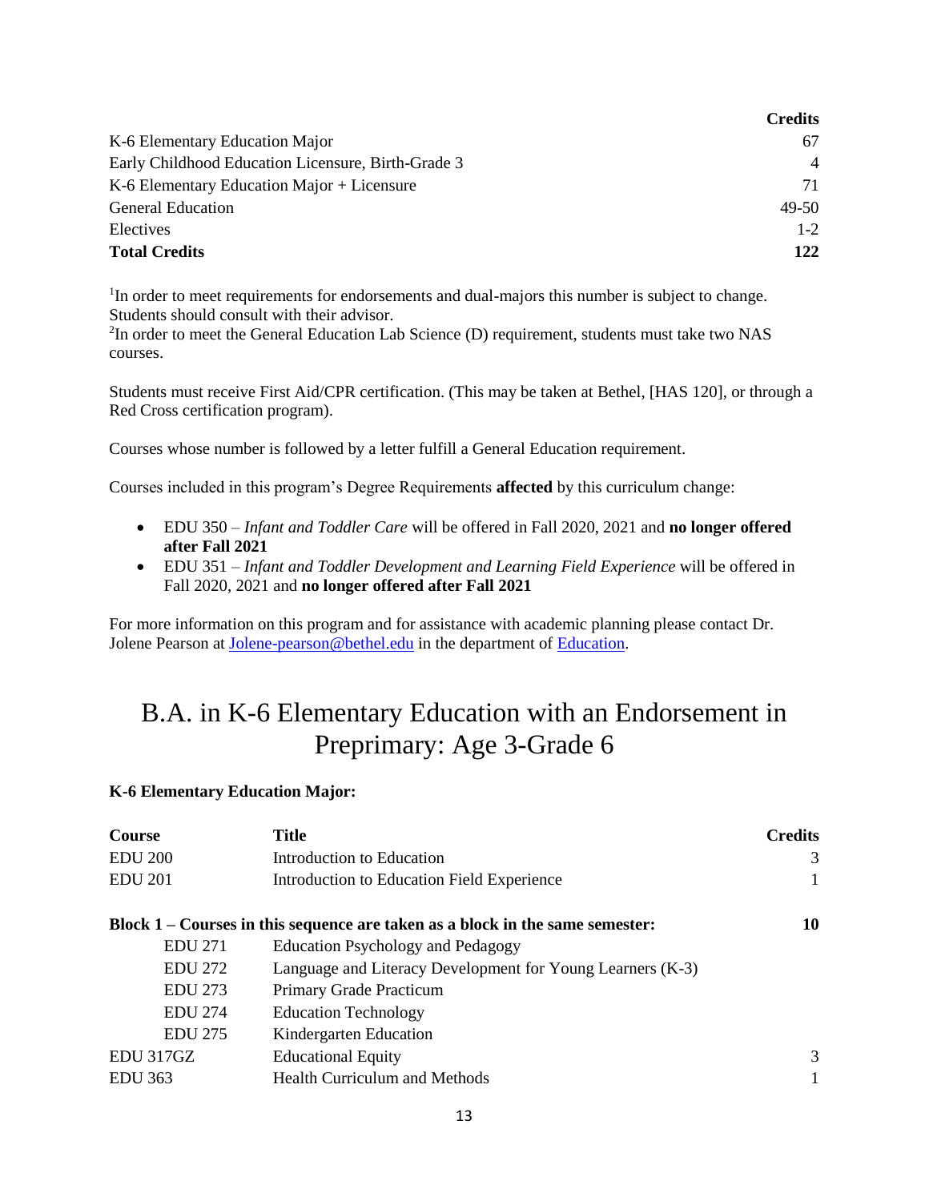| | Credits |
|---|---|
| K-6 Elementary Education Major | 67 |
| Early Childhood Education Licensure, Birth-Grade 3 | 4 |
| K-6 Elementary Education Major + Licensure | 71 |
| General Education | 49-50 |
| Electives | 1-2 |
| **Total Credits** | **122** |

[1]In order to meet requirements for endorsements and dual-majors this number is subject to change. Students should consult with their advisor.
[2]In order to meet the General Education Lab Science (D) requirement, students must take two NAS courses.

Students must receive First Aid/CPR certification. (This may be taken at Bethel, [HAS 120], or through a Red Cross certification program).

Courses whose number is followed by a letter fulfill a General Education requirement.

Courses included in this program's Degree Requirements **affected** by this curriculum change:

- EDU 350 – *Infant and Toddler Care* will be offered in Fall 2020, 2021 and **no longer offered after Fall 2021**
- EDU 351 – *Infant and Toddler Development and Learning Field Experience* will be offered in Fall 2020, 2021 and **no longer offered after Fall 2021**

For more information on this program and for assistance with academic planning please contact Dr. Jolene Pearson at Jolene-pearson@bethel.edu in the department of Education.

# B.A. in K-6 Elementary Education with an Endorsement in Preprimary: Age 3-Grade 6

**K-6 Elementary Education Major:**

| Course | Title | Credits |
|---|---|---|
| EDU 200 | Introduction to Education | 3 |
| EDU 201 | Introduction to Education Field Experience | 1 |
| **Block 1 – Courses in this sequence are taken as a block in the same semester:** | | **10** |
| EDU 271 | Education Psychology and Pedagogy | |
| EDU 272 | Language and Literacy Development for Young Learners (K-3) | |
| EDU 273 | Primary Grade Practicum | |
| EDU 274 | Education Technology | |
| EDU 275 | Kindergarten Education | |
| EDU 317GZ | Educational Equity | 3 |
| EDU 363 | Health Curriculum and Methods | 1 |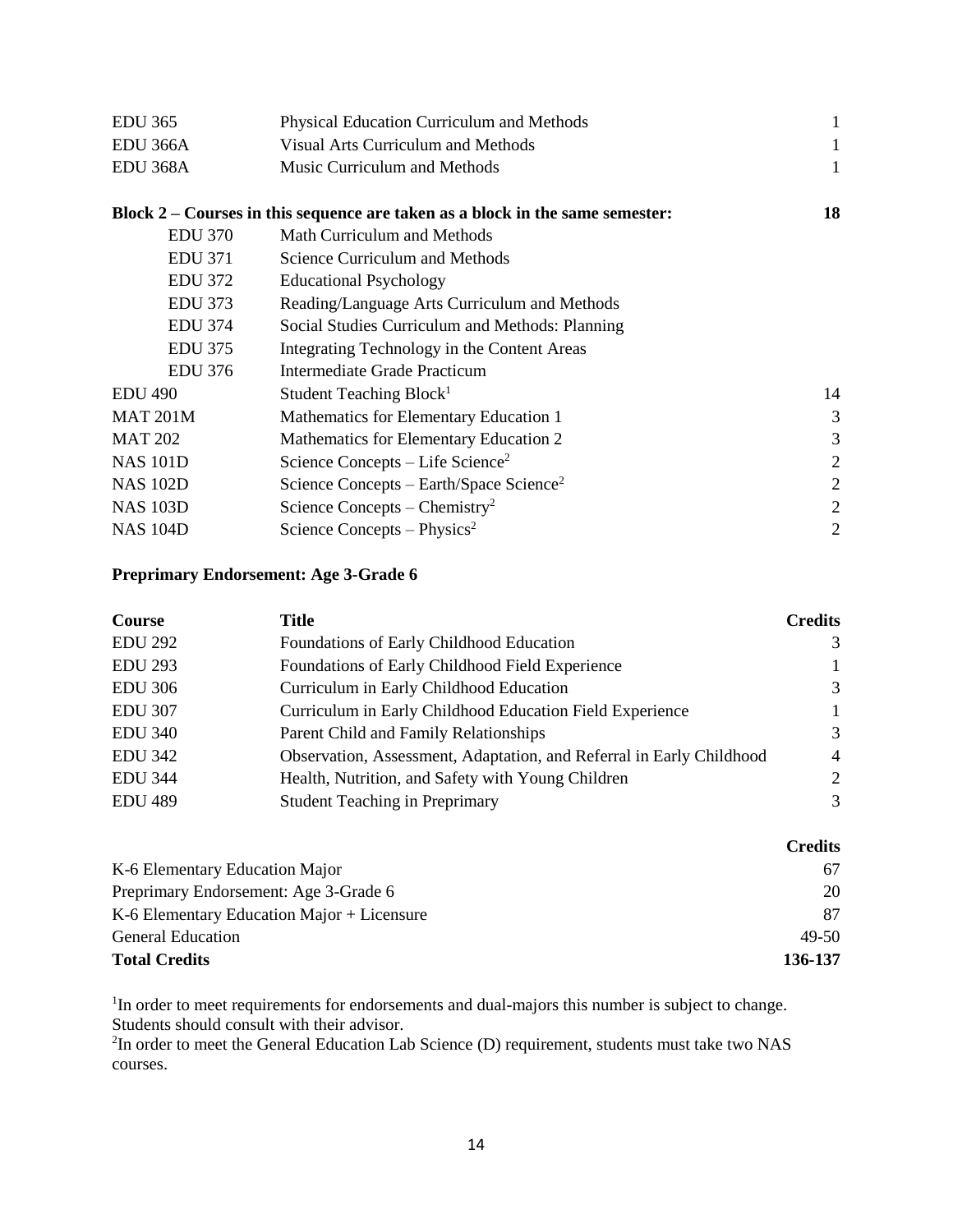| | | |
|---|---|---|
| EDU 365 | Physical Education Curriculum and Methods | 1 |
| EDU 366A | Visual Arts Curriculum and Methods | 1 |
| EDU 368A | Music Curriculum and Methods | 1 |
| **Block 2 – Courses in this sequence are taken as a block in the same semester:** | | **18** |
| EDU 370 | Math Curriculum and Methods | |
| EDU 371 | Science Curriculum and Methods | |
| EDU 372 | Educational Psychology | |
| EDU 373 | Reading/Language Arts Curriculum and Methods | |
| EDU 374 | Social Studies Curriculum and Methods: Planning | |
| EDU 375 | Integrating Technology in the Content Areas | |
| EDU 376 | Intermediate Grade Practicum | |
| EDU 490 | Student Teaching Block[1] | 14 |
| MAT 201M | Mathematics for Elementary Education 1 | 3 |
| MAT 202 | Mathematics for Elementary Education 2 | 3 |
| NAS 101D | Science Concepts – Life Science[2] | 2 |
| NAS 102D | Science Concepts – Earth/Space Science[2] | 2 |
| NAS 103D | Science Concepts – Chemistry[2] | 2 |
| NAS 104D | Science Concepts – Physics[2] | 2 |

**Preprimary Endorsement: Age 3-Grade 6**

| Course | Title | Credits |
|---|---|---|
| EDU 292 | Foundations of Early Childhood Education | 3 |
| EDU 293 | Foundations of Early Childhood Field Experience | 1 |
| EDU 306 | Curriculum in Early Childhood Education | 3 |
| EDU 307 | Curriculum in Early Childhood Education Field Experience | 1 |
| EDU 340 | Parent Child and Family Relationships | 3 |
| EDU 342 | Observation, Assessment, Adaptation, and Referral in Early Childhood | 4 |
| EDU 344 | Health, Nutrition, and Safety with Young Children | 2 |
| EDU 489 | Student Teaching in Preprimary | 3 |

| | Credits |
|---|---|
| K-6 Elementary Education Major | 67 |
| Preprimary Endorsement: Age 3-Grade 6 | 20 |
| K-6 Elementary Education Major + Licensure | 87 |
| General Education | 49-50 |
| **Total Credits** | **136-137** |

[1]In order to meet requirements for endorsements and dual-majors this number is subject to change. Students should consult with their advisor.

[2]In order to meet the General Education Lab Science (D) requirement, students must take two NAS courses.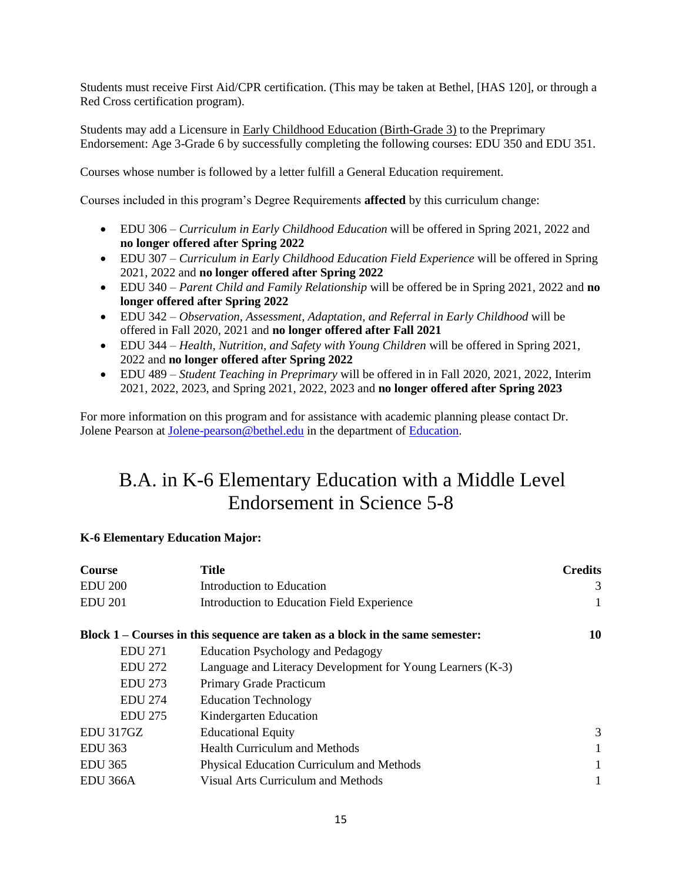Students must receive First Aid/CPR certification. (This may be taken at Bethel, [HAS 120], or through a Red Cross certification program).

Students may add a Licensure in Early Childhood Education (Birth-Grade 3) to the Preprimary Endorsement: Age 3-Grade 6 by successfully completing the following courses: EDU 350 and EDU 351.

Courses whose number is followed by a letter fulfill a General Education requirement.

Courses included in this program's Degree Requirements **affected** by this curriculum change:

- EDU 306 – *Curriculum in Early Childhood Education* will be offered in Spring 2021, 2022 and **no longer offered after Spring 2022**
- EDU 307 – *Curriculum in Early Childhood Education Field Experience* will be offered in Spring 2021, 2022 and **no longer offered after Spring 2022**
- EDU 340 – *Parent Child and Family Relationship* will be offered be in Spring 2021, 2022 and **no longer offered after Spring 2022**
- EDU 342 – *Observation, Assessment, Adaptation, and Referral in Early Childhood* will be offered in Fall 2020, 2021 and **no longer offered after Fall 2021**
- EDU 344 – *Health, Nutrition, and Safety with Young Children* will be offered in Spring 2021, 2022 and **no longer offered after Spring 2022**
- EDU 489 – *Student Teaching in Preprimary* will be offered in in Fall 2020, 2021, 2022, Interim 2021, 2022, 2023, and Spring 2021, 2022, 2023 and **no longer offered after Spring 2023**

For more information on this program and for assistance with academic planning please contact Dr. Jolene Pearson at Jolene-pearson@bethel.edu in the department of Education.

# B.A. in K-6 Elementary Education with a Middle Level Endorsement in Science 5-8

**K-6 Elementary Education Major:**

| Course | Title | Credits |
|---|---|---|
| EDU 200 | Introduction to Education | 3 |
| EDU 201 | Introduction to Education Field Experience | 1 |
| **Block 1 – Courses in this sequence are taken as a block in the same semester:** | | **10** |
| EDU 271 | Education Psychology and Pedagogy | |
| EDU 272 | Language and Literacy Development for Young Learners (K-3) | |
| EDU 273 | Primary Grade Practicum | |
| EDU 274 | Education Technology | |
| EDU 275 | Kindergarten Education | |
| EDU 317GZ | Educational Equity | 3 |
| EDU 363 | Health Curriculum and Methods | 1 |
| EDU 365 | Physical Education Curriculum and Methods | 1 |
| EDU 366A | Visual Arts Curriculum and Methods | 1 |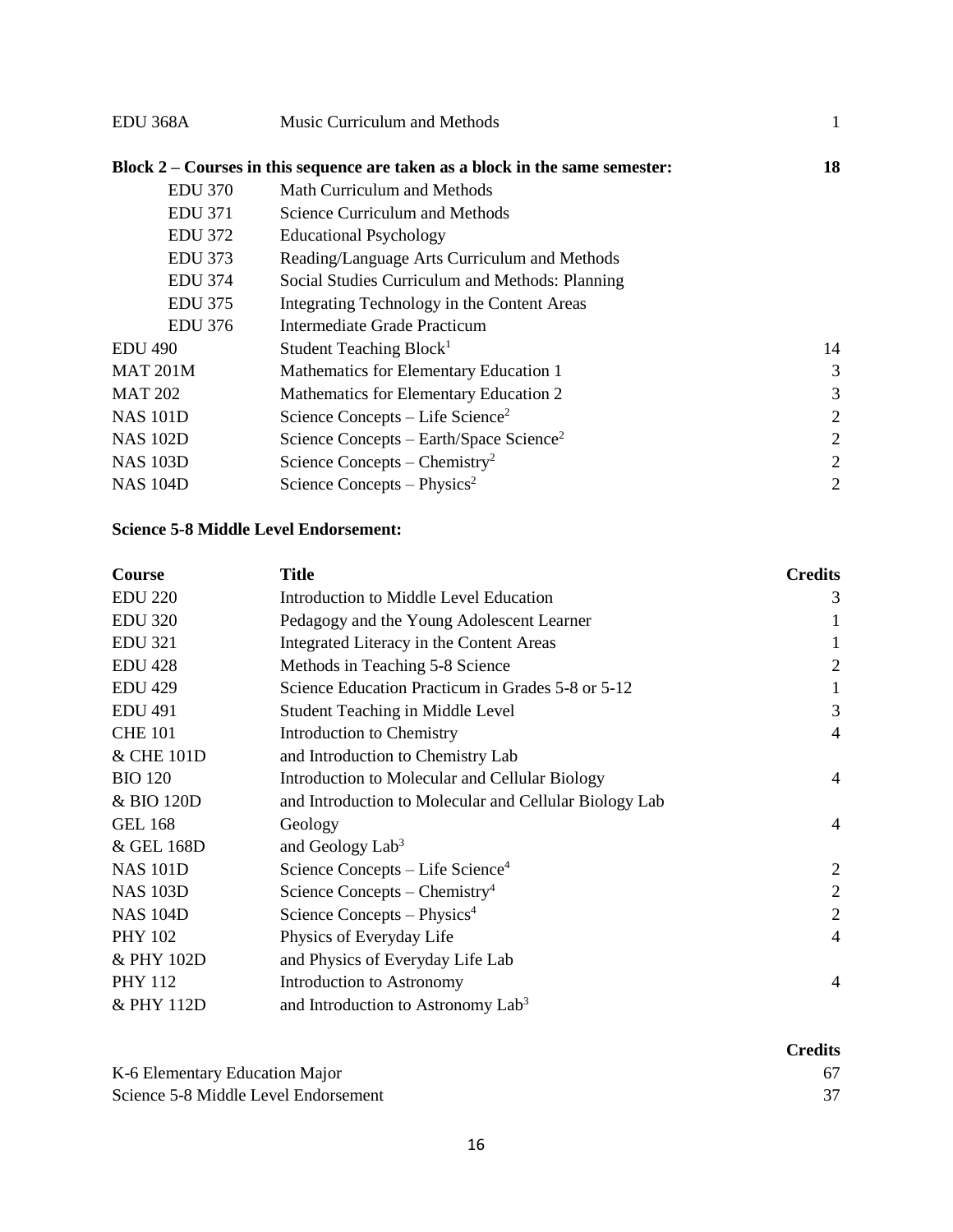| | | |
|---|---|---|
| EDU 368A | Music Curriculum and Methods | 1 |
| **Block 2 – Courses in this sequence are taken as a block in the same semester:** | | **18** |
| EDU 370 | Math Curriculum and Methods | |
| EDU 371 | Science Curriculum and Methods | |
| EDU 372 | Educational Psychology | |
| EDU 373 | Reading/Language Arts Curriculum and Methods | |
| EDU 374 | Social Studies Curriculum and Methods: Planning | |
| EDU 375 | Integrating Technology in the Content Areas | |
| EDU 376 | Intermediate Grade Practicum | |
| EDU 490 | Student Teaching Block[1] | 14 |
| MAT 201M | Mathematics for Elementary Education 1 | 3 |
| MAT 202 | Mathematics for Elementary Education 2 | 3 |
| NAS 101D | Science Concepts – Life Science[2] | 2 |
| NAS 102D | Science Concepts – Earth/Space Science[2] | 2 |
| NAS 103D | Science Concepts – Chemistry[2] | 2 |
| NAS 104D | Science Concepts – Physics[2] | 2 |

**Science 5-8 Middle Level Endorsement:**

| Course | Title | Credits |
|---|---|---|
| EDU 220 | Introduction to Middle Level Education | 3 |
| EDU 320 | Pedagogy and the Young Adolescent Learner | 1 |
| EDU 321 | Integrated Literacy in the Content Areas | 1 |
| EDU 428 | Methods in Teaching 5-8 Science | 2 |
| EDU 429 | Science Education Practicum in Grades 5-8 or 5-12 | 1 |
| EDU 491 | Student Teaching in Middle Level | 3 |
| CHE 101 | Introduction to Chemistry | 4 |
| & CHE 101D | and Introduction to Chemistry Lab | |
| BIO 120 | Introduction to Molecular and Cellular Biology | 4 |
| & BIO 120D | and Introduction to Molecular and Cellular Biology Lab | |
| GEL 168 | Geology | 4 |
| & GEL 168D | and Geology Lab[3] | |
| NAS 101D | Science Concepts – Life Science[4] | 2 |
| NAS 103D | Science Concepts – Chemistry[4] | 2 |
| NAS 104D | Science Concepts – Physics[4] | 2 |
| PHY 102 | Physics of Everyday Life | 4 |
| & PHY 102D | and Physics of Everyday Life Lab | |
| PHY 112 | Introduction to Astronomy | 4 |
| & PHY 112D | and Introduction to Astronomy Lab[3] | |

| | **Credits** |
|---|---|
| K-6 Elementary Education Major | 67 |
| Science 5-8 Middle Level Endorsement | 37 |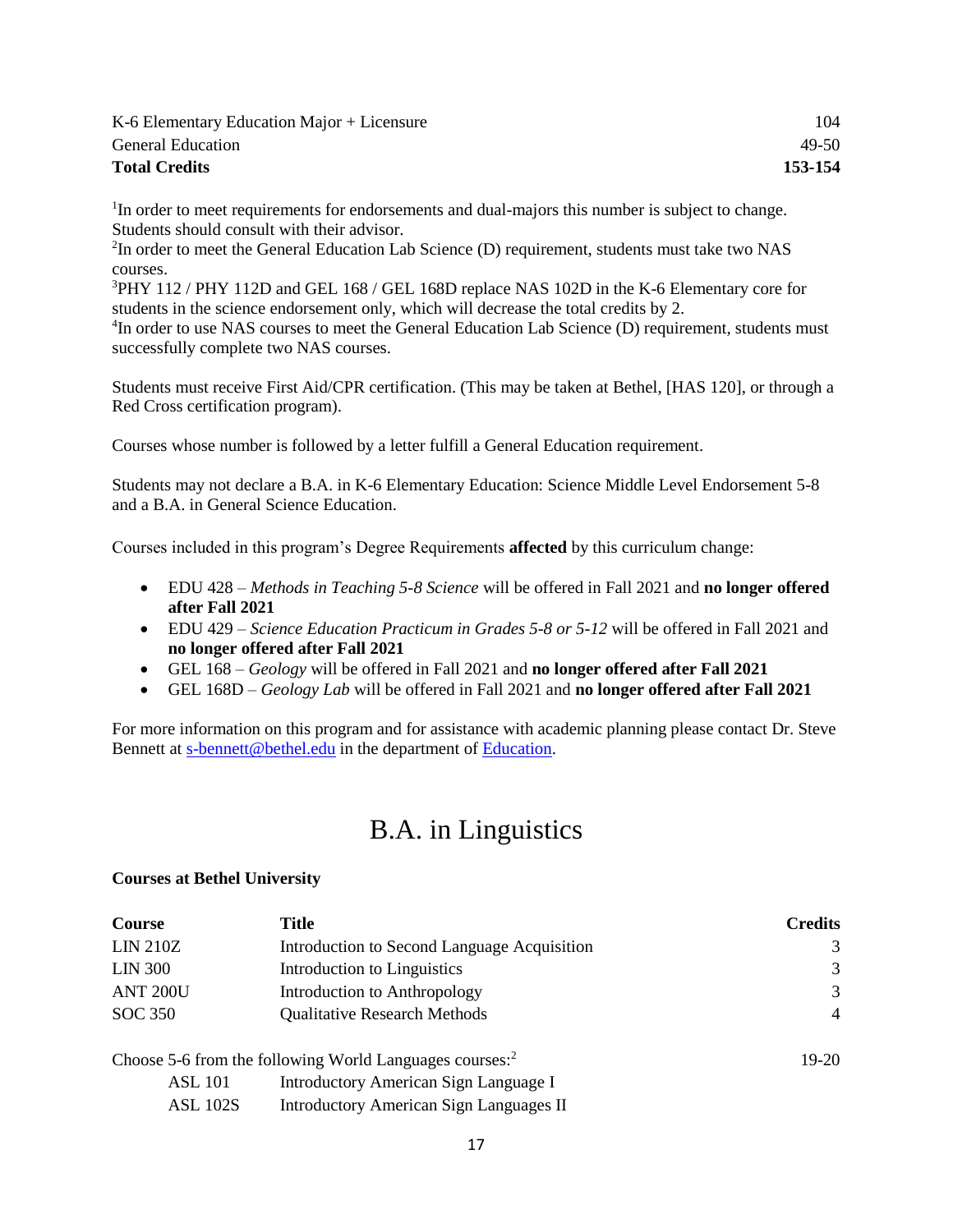| | |
|---|---|
| K-6 Elementary Education Major + Licensure | 104 |
| General Education | 49-50 |
| **Total Credits** | **153-154** |

[1]In order to meet requirements for endorsements and dual-majors this number is subject to change. Students should consult with their advisor.
[2]In order to meet the General Education Lab Science (D) requirement, students must take two NAS courses.
[3]PHY 112 / PHY 112D and GEL 168 / GEL 168D replace NAS 102D in the K-6 Elementary core for students in the science endorsement only, which will decrease the total credits by 2.
[4]In order to use NAS courses to meet the General Education Lab Science (D) requirement, students must successfully complete two NAS courses.

Students must receive First Aid/CPR certification. (This may be taken at Bethel, [HAS 120], or through a Red Cross certification program).

Courses whose number is followed by a letter fulfill a General Education requirement.

Students may not declare a B.A. in K-6 Elementary Education: Science Middle Level Endorsement 5-8 and a B.A. in General Science Education.

Courses included in this program's Degree Requirements **affected** by this curriculum change:

- EDU 428 – *Methods in Teaching 5-8 Science* will be offered in Fall 2021 and **no longer offered after Fall 2021**
- EDU 429 – *Science Education Practicum in Grades 5-8 or 5-12* will be offered in Fall 2021 and **no longer offered after Fall 2021**
- GEL 168 – *Geology* will be offered in Fall 2021 and **no longer offered after Fall 2021**
- GEL 168D – *Geology Lab* will be offered in Fall 2021 and **no longer offered after Fall 2021**

For more information on this program and for assistance with academic planning please contact Dr. Steve Bennett at s-bennett@bethel.edu in the department of Education.

# B.A. in Linguistics

**Courses at Bethel University**

| Course | Title | Credits |
|---|---|---|
| LIN 210Z | Introduction to Second Language Acquisition | 3 |
| LIN 300 | Introduction to Linguistics | 3 |
| ANT 200U | Introduction to Anthropology | 3 |
| SOC 350 | Qualitative Research Methods | 4 |
| Choose 5-6 from the following World Languages courses:[2] | | 19-20 |
| ASL 101 | Introductory American Sign Language I | |
| ASL 102S | Introductory American Sign Languages II | |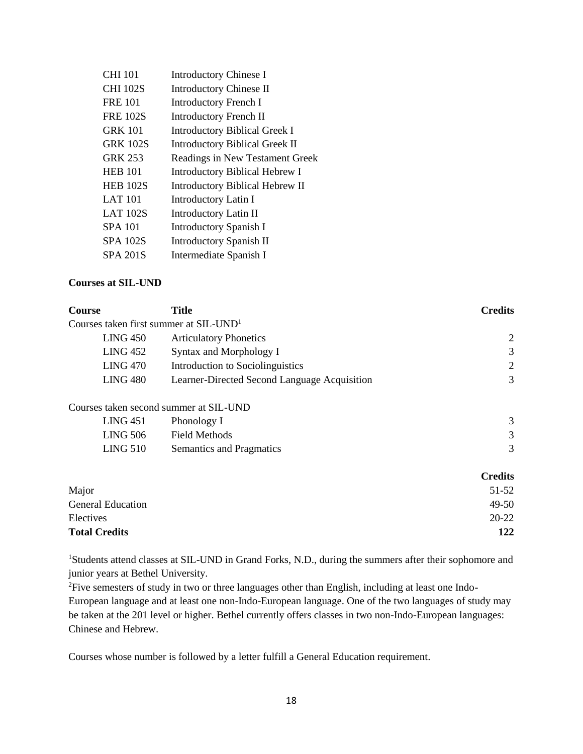| | |
|---|---|
| CHI 101 | Introductory Chinese I |
| CHI 102S | Introductory Chinese II |
| FRE 101 | Introductory French I |
| FRE 102S | Introductory French II |
| GRK 101 | Introductory Biblical Greek I |
| GRK 102S | Introductory Biblical Greek II |
| GRK 253 | Readings in New Testament Greek |
| HEB 101 | Introductory Biblical Hebrew I |
| HEB 102S | Introductory Biblical Hebrew II |
| LAT 101 | Introductory Latin I |
| LAT 102S | Introductory Latin II |
| SPA 101 | Introductory Spanish I |
| SPA 102S | Introductory Spanish II |
| SPA 201S | Intermediate Spanish I |

**Courses at SIL-UND**

| Course | Title | Credits |
|---|---|---|
| Courses taken first summer at SIL-UND[1] | | |
| LING 450 | Articulatory Phonetics | 2 |
| LING 452 | Syntax and Morphology I | 3 |
| LING 470 | Introduction to Sociolinguistics | 2 |
| LING 480 | Learner-Directed Second Language Acquisition | 3 |
| Courses taken second summer at SIL-UND | | |
| LING 451 | Phonology I | 3 |
| LING 506 | Field Methods | 3 |
| LING 510 | Semantics and Pragmatics | 3 |

| | Credits |
|---|---|
| Major | 51-52 |
| General Education | 49-50 |
| Electives | 20-22 |
| **Total Credits** | **122** |

[1]Students attend classes at SIL-UND in Grand Forks, N.D., during the summers after their sophomore and junior years at Bethel University.

[2]Five semesters of study in two or three languages other than English, including at least one Indo-European language and at least one non-Indo-European language. One of the two languages of study may be taken at the 201 level or higher. Bethel currently offers classes in two non-Indo-European languages: Chinese and Hebrew.

Courses whose number is followed by a letter fulfill a General Education requirement.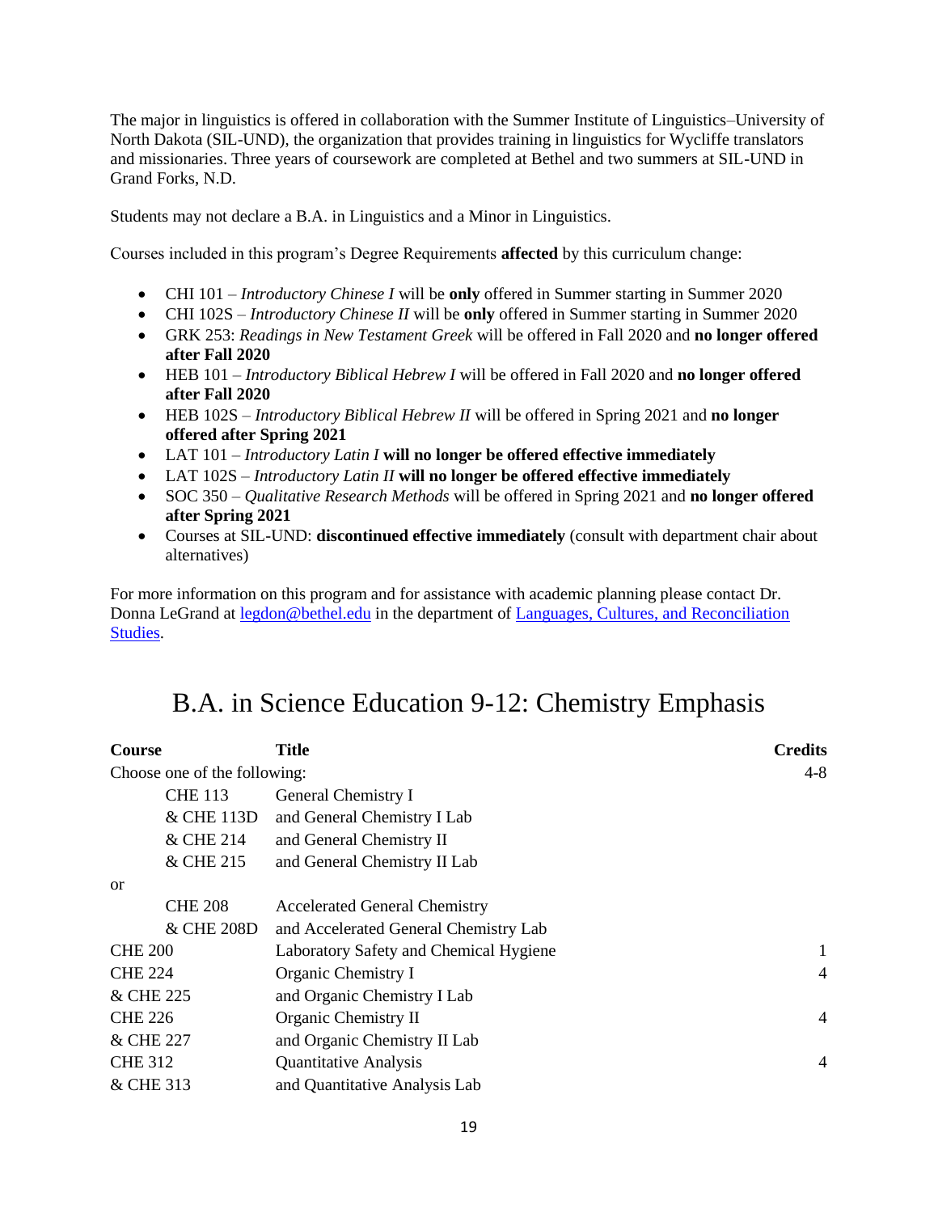The major in linguistics is offered in collaboration with the Summer Institute of Linguistics–University of North Dakota (SIL-UND), the organization that provides training in linguistics for Wycliffe translators and missionaries. Three years of coursework are completed at Bethel and two summers at SIL-UND in Grand Forks, N.D.

Students may not declare a B.A. in Linguistics and a Minor in Linguistics.

Courses included in this program's Degree Requirements **affected** by this curriculum change:

- CHI 101 – *Introductory Chinese I* will be **only** offered in Summer starting in Summer 2020
- CHI 102S – *Introductory Chinese II* will be **only** offered in Summer starting in Summer 2020
- GRK 253: *Readings in New Testament Greek* will be offered in Fall 2020 and **no longer offered after Fall 2020**
- HEB 101 – *Introductory Biblical Hebrew I* will be offered in Fall 2020 and **no longer offered after Fall 2020**
- HEB 102S – *Introductory Biblical Hebrew II* will be offered in Spring 2021 and **no longer offered after Spring 2021**
- LAT 101 – *Introductory Latin I* **will no longer be offered effective immediately**
- LAT 102S – *Introductory Latin II* **will no longer be offered effective immediately**
- SOC 350 – *Qualitative Research Methods* will be offered in Spring 2021 and **no longer offered after Spring 2021**
- Courses at SIL-UND: **discontinued effective immediately** (consult with department chair about alternatives)

For more information on this program and for assistance with academic planning please contact Dr. Donna LeGrand at [legdon@bethel.edu](mailto:legdon@bethel.edu) in the department of [Languages, Cultures, and Reconciliation Studies](#).

# B.A. in Science Education 9-12: Chemistry Emphasis

| Course | Title | Credits |
|---|---|---|
| Choose one of the following: | | 4-8 |
| CHE 113 | General Chemistry I | |
| & CHE 113D | and General Chemistry I Lab | |
| & CHE 214 | and General Chemistry II | |
| & CHE 215 | and General Chemistry II Lab | |
| or | | |
| CHE 208 | Accelerated General Chemistry | |
| & CHE 208D | and Accelerated General Chemistry Lab | |
| CHE 200 | Laboratory Safety and Chemical Hygiene | 1 |
| CHE 224 | Organic Chemistry I | 4 |
| & CHE 225 | and Organic Chemistry I Lab | |
| CHE 226 | Organic Chemistry II | 4 |
| & CHE 227 | and Organic Chemistry II Lab | |
| CHE 312 | Quantitative Analysis | 4 |
| & CHE 313 | and Quantitative Analysis Lab | |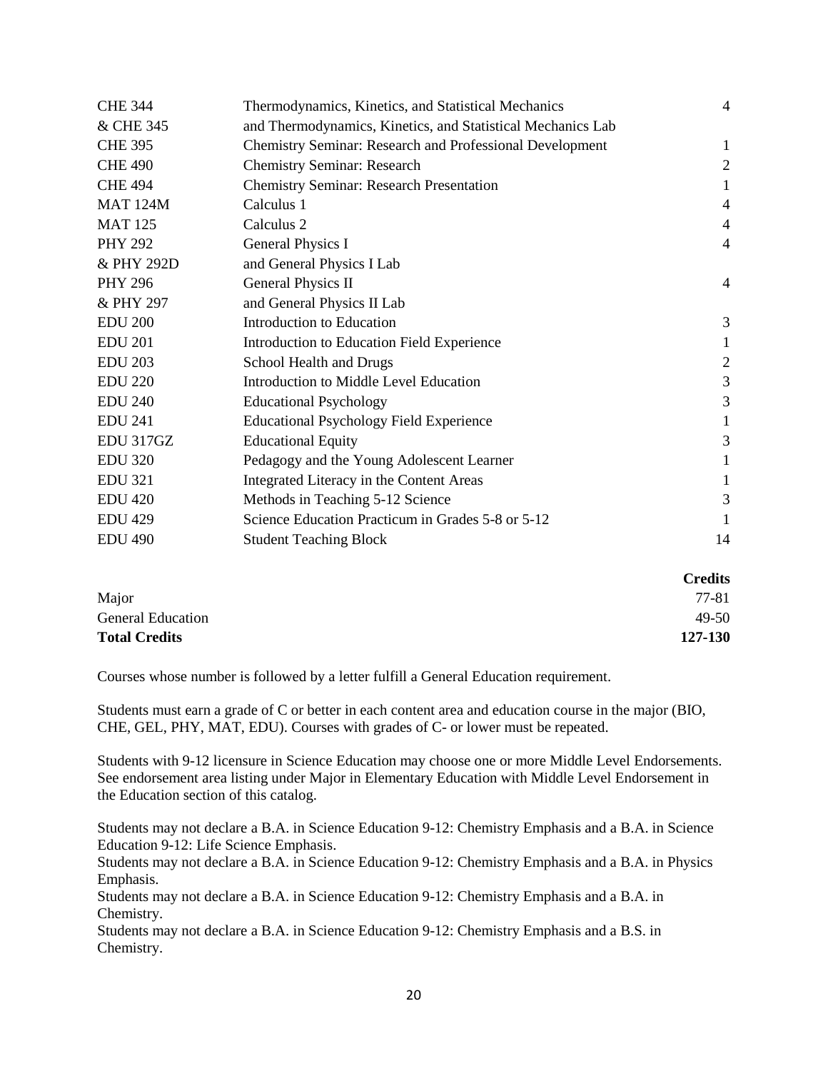| | | |
|---|---|---|
| CHE 344<br>& CHE 345 | Thermodynamics, Kinetics, and Statistical Mechanics<br>and Thermodynamics, Kinetics, and Statistical Mechanics Lab | 4 |
| CHE 395 | Chemistry Seminar: Research and Professional Development | 1 |
| CHE 490 | Chemistry Seminar: Research | 2 |
| CHE 494 | Chemistry Seminar: Research Presentation | 1 |
| MAT 124M | Calculus 1 | 4 |
| MAT 125 | Calculus 2 | 4 |
| PHY 292<br>& PHY 292D | General Physics I<br>and General Physics I Lab | 4 |
| PHY 296<br>& PHY 297 | General Physics II<br>and General Physics II Lab | 4 |
| EDU 200 | Introduction to Education | 3 |
| EDU 201 | Introduction to Education Field Experience | 1 |
| EDU 203 | School Health and Drugs | 2 |
| EDU 220 | Introduction to Middle Level Education | 3 |
| EDU 240 | Educational Psychology | 3 |
| EDU 241 | Educational Psychology Field Experience | 1 |
| EDU 317GZ | Educational Equity | 3 |
| EDU 320 | Pedagogy and the Young Adolescent Learner | 1 |
| EDU 321 | Integrated Literacy in the Content Areas | 1 |
| EDU 420 | Methods in Teaching 5-12 Science | 3 |
| EDU 429 | Science Education Practicum in Grades 5-8 or 5-12 | 1 |
| EDU 490 | Student Teaching Block | 14 |

| | **Credits** |
|---|---|
| Major | 77-81 |
| General Education | 49-50 |
| **Total Credits** | **127-130** |

Courses whose number is followed by a letter fulfill a General Education requirement.

Students must earn a grade of C or better in each content area and education course in the major (BIO, CHE, GEL, PHY, MAT, EDU). Courses with grades of C- or lower must be repeated.

Students with 9-12 licensure in Science Education may choose one or more Middle Level Endorsements. See endorsement area listing under Major in Elementary Education with Middle Level Endorsement in the Education section of this catalog.

Students may not declare a B.A. in Science Education 9-12: Chemistry Emphasis and a B.A. in Science Education 9-12: Life Science Emphasis.
Students may not declare a B.A. in Science Education 9-12: Chemistry Emphasis and a B.A. in Physics Emphasis.
Students may not declare a B.A. in Science Education 9-12: Chemistry Emphasis and a B.A. in Chemistry.
Students may not declare a B.A. in Science Education 9-12: Chemistry Emphasis and a B.S. in Chemistry.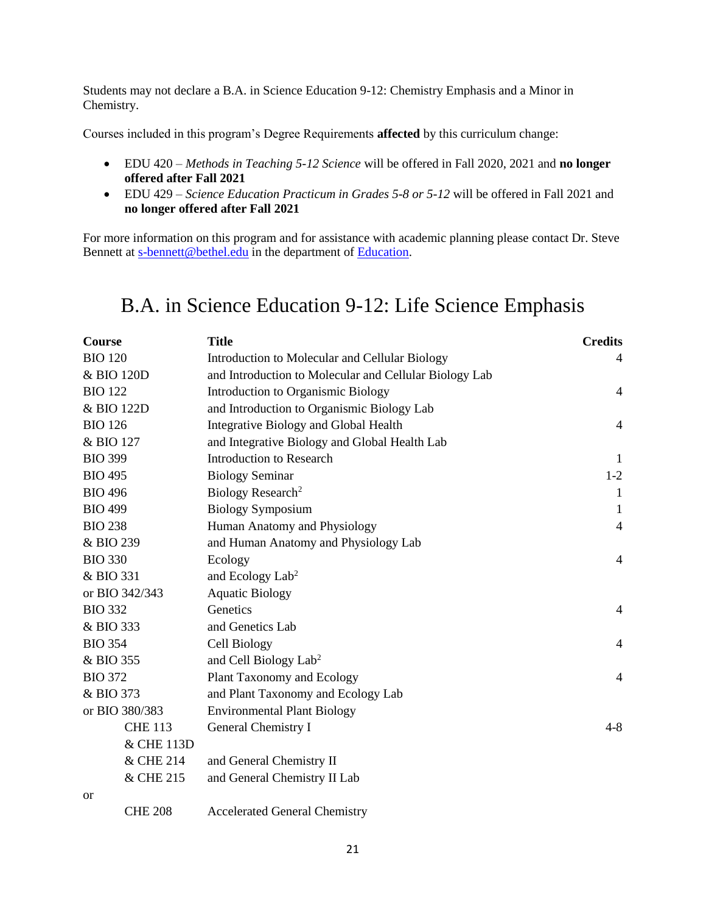Students may not declare a B.A. in Science Education 9-12: Chemistry Emphasis and a Minor in Chemistry.

Courses included in this program's Degree Requirements **affected** by this curriculum change:

- EDU 420 – *Methods in Teaching 5-12 Science* will be offered in Fall 2020, 2021 and **no longer offered after Fall 2021**
- EDU 429 – *Science Education Practicum in Grades 5-8 or 5-12* will be offered in Fall 2021 and **no longer offered after Fall 2021**

For more information on this program and for assistance with academic planning please contact Dr. Steve Bennett at s-bennett@bethel.edu in the department of Education.

# B.A. in Science Education 9-12: Life Science Emphasis

| Course | Title | Credits |
|---|---|---|
| BIO 120 | Introduction to Molecular and Cellular Biology | 4 |
| & BIO 120D | and Introduction to Molecular and Cellular Biology Lab | |
| BIO 122 | Introduction to Organismic Biology | 4 |
| & BIO 122D | and Introduction to Organismic Biology Lab | |
| BIO 126 | Integrative Biology and Global Health | 4 |
| & BIO 127 | and Integrative Biology and Global Health Lab | |
| BIO 399 | Introduction to Research | 1 |
| BIO 495 | Biology Seminar | 1-2 |
| BIO 496 | Biology Research[2] | 1 |
| BIO 499 | Biology Symposium | 1 |
| BIO 238 | Human Anatomy and Physiology | 4 |
| & BIO 239 | and Human Anatomy and Physiology Lab | |
| BIO 330 | Ecology | 4 |
| & BIO 331 | and Ecology Lab[2] | |
| or BIO 342/343 | Aquatic Biology | |
| BIO 332 | Genetics | 4 |
| & BIO 333 | and Genetics Lab | |
| BIO 354 | Cell Biology | 4 |
| & BIO 355 | and Cell Biology Lab[2] | |
| BIO 372 | Plant Taxonomy and Ecology | 4 |
| & BIO 373 | and Plant Taxonomy and Ecology Lab | |
| or BIO 380/383 | Environmental Plant Biology | |
| CHE 113 | General Chemistry I | 4-8 |
| & CHE 113D | | |
| & CHE 214 | and General Chemistry II | |
| & CHE 215 | and General Chemistry II Lab | |
| or | | |
| CHE 208 | Accelerated General Chemistry | |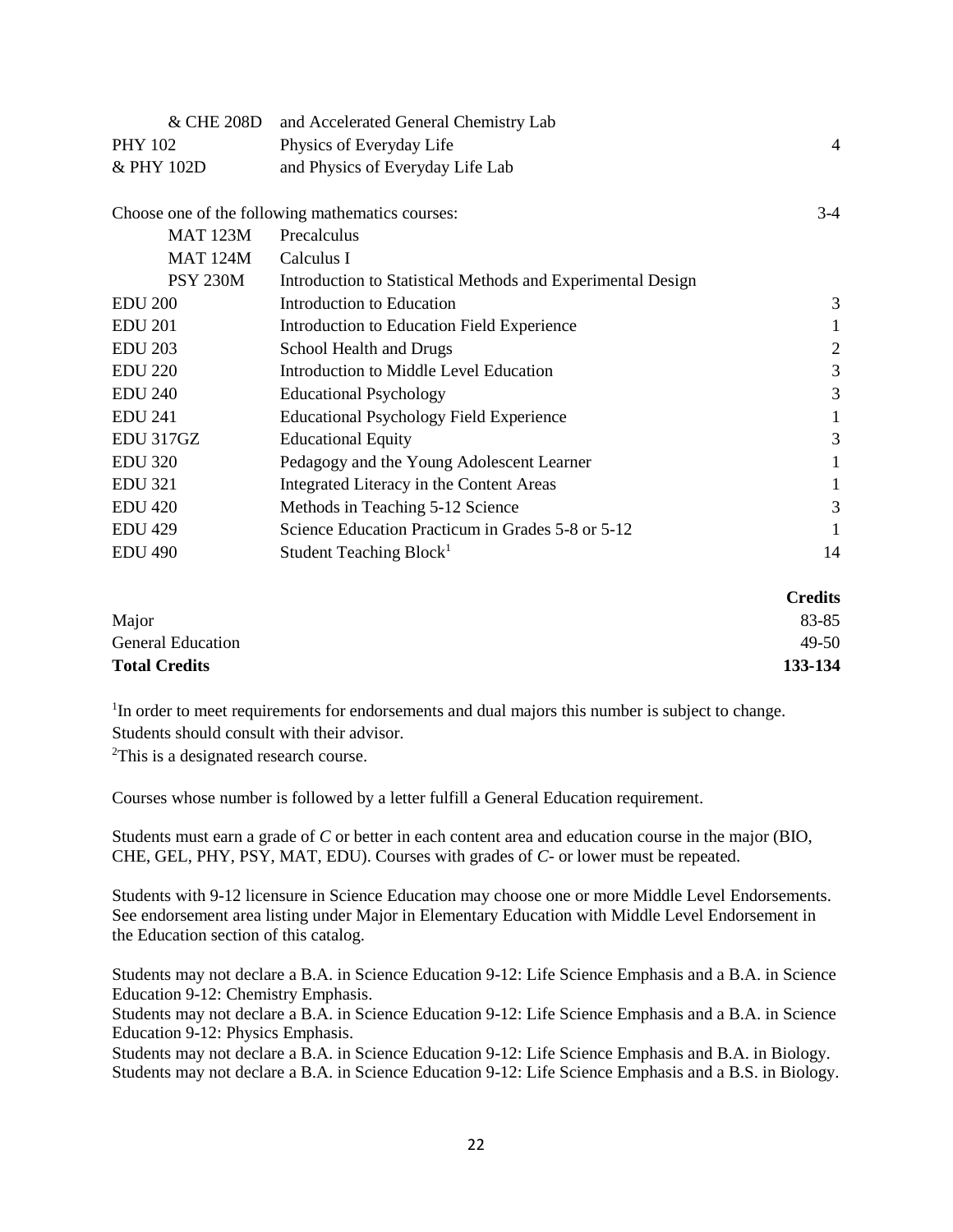| | | |
|---|---|---|
| & CHE 208D | and Accelerated General Chemistry Lab | |
| PHY 102 | Physics of Everyday Life | 4 |
| & PHY 102D | and Physics of Everyday Life Lab | |
| Choose one of the following mathematics courses: | | 3-4 |
| MAT 123M | Precalculus | |
| MAT 124M | Calculus I | |
| PSY 230M | Introduction to Statistical Methods and Experimental Design | |
| EDU 200 | Introduction to Education | 3 |
| EDU 201 | Introduction to Education Field Experience | 1 |
| EDU 203 | School Health and Drugs | 2 |
| EDU 220 | Introduction to Middle Level Education | 3 |
| EDU 240 | Educational Psychology | 3 |
| EDU 241 | Educational Psychology Field Experience | 1 |
| EDU 317GZ | Educational Equity | 3 |
| EDU 320 | Pedagogy and the Young Adolescent Learner | 1 |
| EDU 321 | Integrated Literacy in the Content Areas | 1 |
| EDU 420 | Methods in Teaching 5-12 Science | 3 |
| EDU 429 | Science Education Practicum in Grades 5-8 or 5-12 | 1 |
| EDU 490 | Student Teaching Block[1] | 14 |

| | **Credits** |
|---|---|
| Major | 83-85 |
| General Education | 49-50 |
| **Total Credits** | **133-134** |

[1]In order to meet requirements for endorsements and dual majors this number is subject to change. Students should consult with their advisor.

[2]This is a designated research course.

Courses whose number is followed by a letter fulfill a General Education requirement.

Students must earn a grade of *C* or better in each content area and education course in the major (BIO, CHE, GEL, PHY, PSY, MAT, EDU). Courses with grades of *C-* or lower must be repeated.

Students with 9-12 licensure in Science Education may choose one or more Middle Level Endorsements. See endorsement area listing under Major in Elementary Education with Middle Level Endorsement in the Education section of this catalog.

Students may not declare a B.A. in Science Education 9-12: Life Science Emphasis and a B.A. in Science Education 9-12: Chemistry Emphasis.
Students may not declare a B.A. in Science Education 9-12: Life Science Emphasis and a B.A. in Science Education 9-12: Physics Emphasis.
Students may not declare a B.A. in Science Education 9-12: Life Science Emphasis and B.A. in Biology.
Students may not declare a B.A. in Science Education 9-12: Life Science Emphasis and a B.S. in Biology.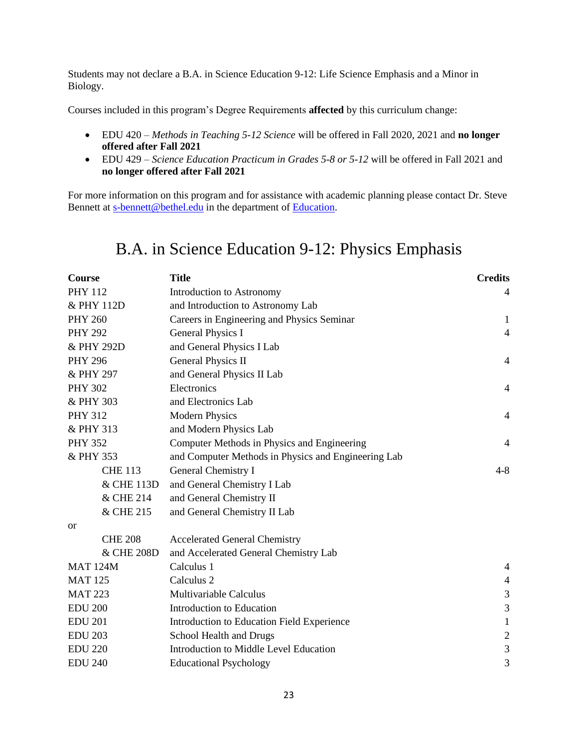Students may not declare a B.A. in Science Education 9-12: Life Science Emphasis and a Minor in Biology.

Courses included in this program's Degree Requirements **affected** by this curriculum change:

- EDU 420 – *Methods in Teaching 5-12 Science* will be offered in Fall 2020, 2021 and **no longer offered after Fall 2021**
- EDU 429 – *Science Education Practicum in Grades 5-8 or 5-12* will be offered in Fall 2021 and **no longer offered after Fall 2021**

For more information on this program and for assistance with academic planning please contact Dr. Steve Bennett at s-bennett@bethel.edu in the department of Education.

# B.A. in Science Education 9-12: Physics Emphasis

| Course | Title | Credits |
|---|---|---|
| PHY 112 | Introduction to Astronomy | 4 |
| & PHY 112D | and Introduction to Astronomy Lab | |
| PHY 260 | Careers in Engineering and Physics Seminar | 1 |
| PHY 292 | General Physics I | 4 |
| & PHY 292D | and General Physics I Lab | |
| PHY 296 | General Physics II | 4 |
| & PHY 297 | and General Physics II Lab | |
| PHY 302 | Electronics | 4 |
| & PHY 303 | and Electronics Lab | |
| PHY 312 | Modern Physics | 4 |
| & PHY 313 | and Modern Physics Lab | |
| PHY 352 | Computer Methods in Physics and Engineering | 4 |
| & PHY 353 | and Computer Methods in Physics and Engineering Lab | |
| CHE 113 | General Chemistry I | 4-8 |
| & CHE 113D | and General Chemistry I Lab | |
| & CHE 214 | and General Chemistry II | |
| & CHE 215 | and General Chemistry II Lab | |
| or | | |
| CHE 208 | Accelerated General Chemistry | |
| & CHE 208D | and Accelerated General Chemistry Lab | |
| MAT 124M | Calculus 1 | 4 |
| MAT 125 | Calculus 2 | 4 |
| MAT 223 | Multivariable Calculus | 3 |
| EDU 200 | Introduction to Education | 3 |
| EDU 201 | Introduction to Education Field Experience | 1 |
| EDU 203 | School Health and Drugs | 2 |
| EDU 220 | Introduction to Middle Level Education | 3 |
| EDU 240 | Educational Psychology | 3 |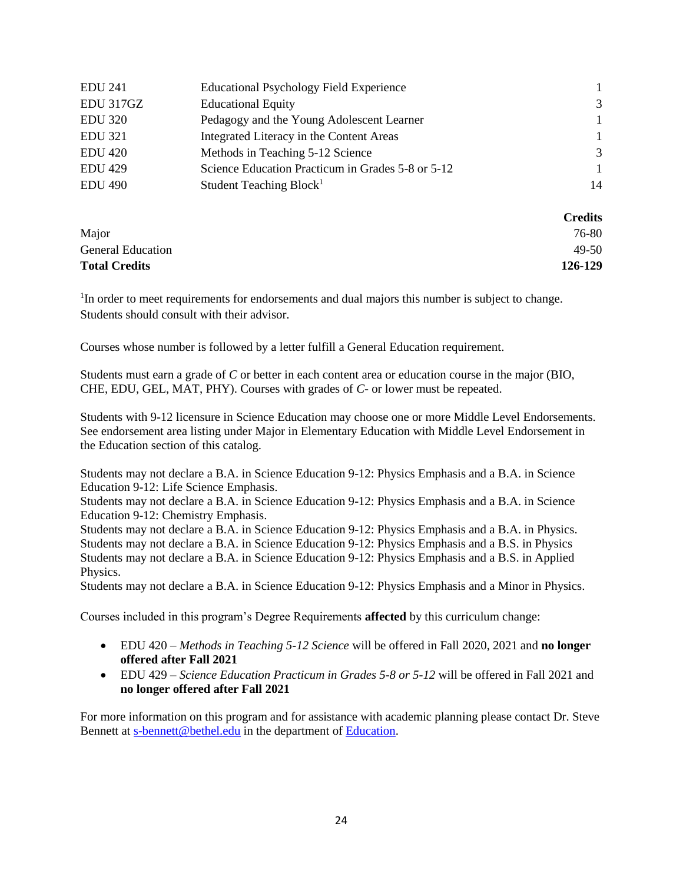| | | |
|---|---|---|
| EDU 241 | Educational Psychology Field Experience | 1 |
| EDU 317GZ | Educational Equity | 3 |
| EDU 320 | Pedagogy and the Young Adolescent Learner | 1 |
| EDU 321 | Integrated Literacy in the Content Areas | 1 |
| EDU 420 | Methods in Teaching 5-12 Science | 3 |
| EDU 429 | Science Education Practicum in Grades 5-8 or 5-12 | 1 |
| EDU 490 | Student Teaching Block[1] | 14 |

| | **Credits** |
|---|---|
| Major | 76-80 |
| General Education | 49-50 |
| **Total Credits** | **126-129** |

[1]In order to meet requirements for endorsements and dual majors this number is subject to change. Students should consult with their advisor.

Courses whose number is followed by a letter fulfill a General Education requirement.

Students must earn a grade of *C* or better in each content area or education course in the major (BIO, CHE, EDU, GEL, MAT, PHY). Courses with grades of *C*- or lower must be repeated.

Students with 9-12 licensure in Science Education may choose one or more Middle Level Endorsements. See endorsement area listing under Major in Elementary Education with Middle Level Endorsement in the Education section of this catalog.

Students may not declare a B.A. in Science Education 9-12: Physics Emphasis and a B.A. in Science Education 9-12: Life Science Emphasis.
Students may not declare a B.A. in Science Education 9-12: Physics Emphasis and a B.A. in Science Education 9-12: Chemistry Emphasis.
Students may not declare a B.A. in Science Education 9-12: Physics Emphasis and a B.A. in Physics.
Students may not declare a B.A. in Science Education 9-12: Physics Emphasis and a B.S. in Physics
Students may not declare a B.A. in Science Education 9-12: Physics Emphasis and a B.S. in Applied Physics.
Students may not declare a B.A. in Science Education 9-12: Physics Emphasis and a Minor in Physics.

Courses included in this program's Degree Requirements **affected** by this curriculum change:

- EDU 420 – *Methods in Teaching 5-12 Science* will be offered in Fall 2020, 2021 and **no longer offered after Fall 2021**
- EDU 429 – *Science Education Practicum in Grades 5-8 or 5-12* will be offered in Fall 2021 and **no longer offered after Fall 2021**

For more information on this program and for assistance with academic planning please contact Dr. Steve Bennett at s-bennett@bethel.edu in the department of Education.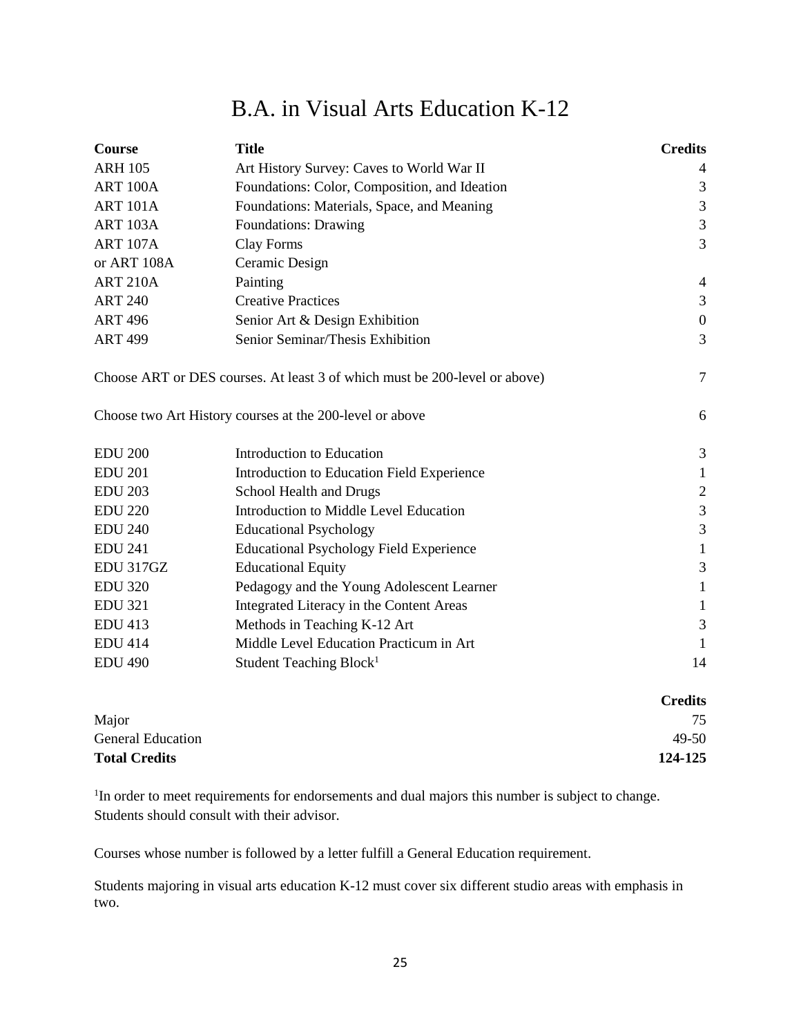# B.A. in Visual Arts Education K-12

| Course | Title | Credits |
|---|---|---|
| ARH 105 | Art History Survey: Caves to World War II | 4 |
| ART 100A | Foundations: Color, Composition, and Ideation | 3 |
| ART 101A | Foundations: Materials, Space, and Meaning | 3 |
| ART 103A | Foundations: Drawing | 3 |
| ART 107A | Clay Forms | 3 |
| or ART 108A | Ceramic Design | |
| ART 210A | Painting | 4 |
| ART 240 | Creative Practices | 3 |
| ART 496 | Senior Art & Design Exhibition | 0 |
| ART 499 | Senior Seminar/Thesis Exhibition | 3 |
| Choose ART or DES courses. At least 3 of which must be 200-level or above) | | 7 |
| Choose two Art History courses at the 200-level or above | | 6 |
| EDU 200 | Introduction to Education | 3 |
| EDU 201 | Introduction to Education Field Experience | 1 |
| EDU 203 | School Health and Drugs | 2 |
| EDU 220 | Introduction to Middle Level Education | 3 |
| EDU 240 | Educational Psychology | 3 |
| EDU 241 | Educational Psychology Field Experience | 1 |
| EDU 317GZ | Educational Equity | 3 |
| EDU 320 | Pedagogy and the Young Adolescent Learner | 1 |
| EDU 321 | Integrated Literacy in the Content Areas | 1 |
| EDU 413 | Methods in Teaching K-12 Art | 3 |
| EDU 414 | Middle Level Education Practicum in Art | 1 |
| EDU 490 | Student Teaching Block[1] | 14 |

| | **Credits** |
|---|---|
| Major | 75 |
| General Education | 49-50 |
| **Total Credits** | **124-125** |

[1]In order to meet requirements for endorsements and dual majors this number is subject to change. Students should consult with their advisor.

Courses whose number is followed by a letter fulfill a General Education requirement.

Students majoring in visual arts education K-12 must cover six different studio areas with emphasis in two.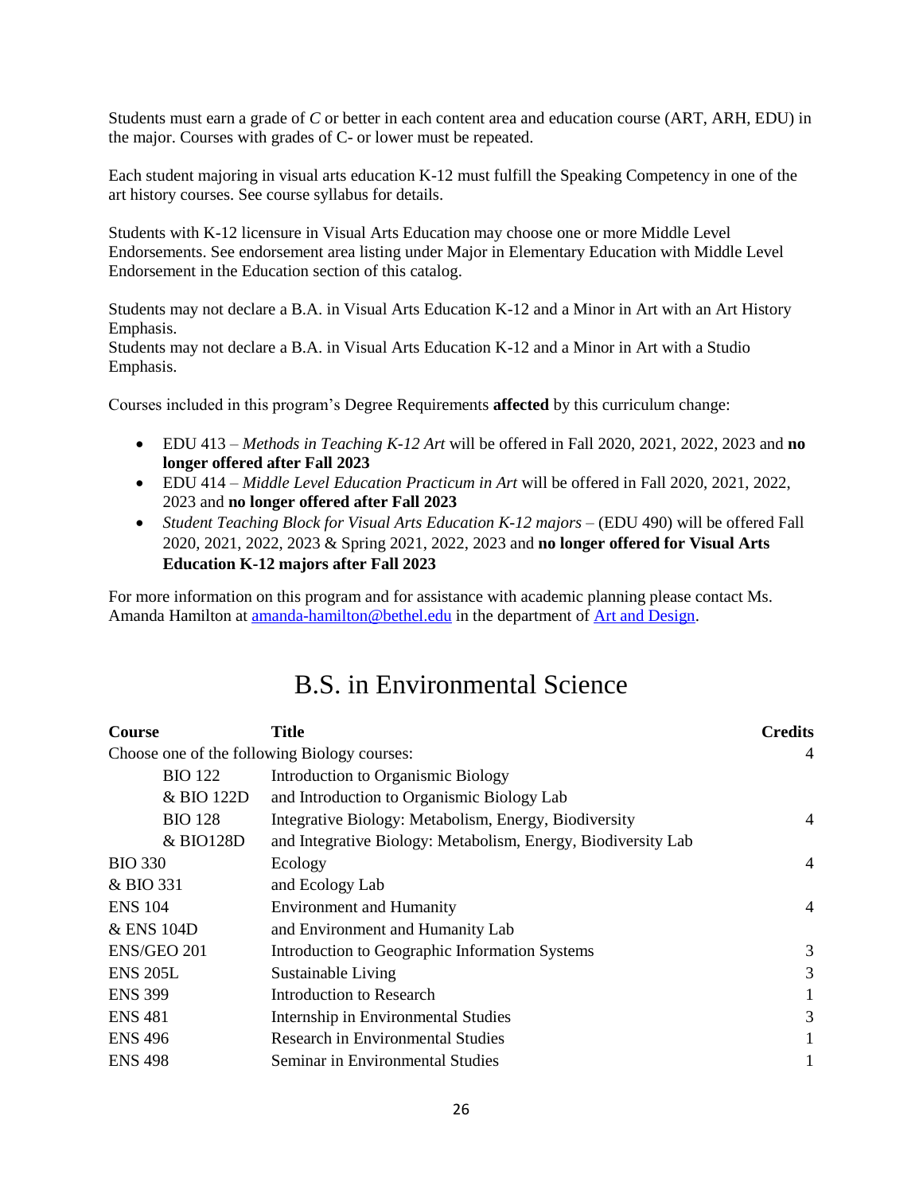Students must earn a grade of *C* or better in each content area and education course (ART, ARH, EDU) in the major. Courses with grades of C- or lower must be repeated.

Each student majoring in visual arts education K-12 must fulfill the Speaking Competency in one of the art history courses. See course syllabus for details.

Students with K-12 licensure in Visual Arts Education may choose one or more Middle Level Endorsements. See endorsement area listing under Major in Elementary Education with Middle Level Endorsement in the Education section of this catalog.

Students may not declare a B.A. in Visual Arts Education K-12 and a Minor in Art with an Art History Emphasis.
Students may not declare a B.A. in Visual Arts Education K-12 and a Minor in Art with a Studio Emphasis.

Courses included in this program's Degree Requirements **affected** by this curriculum change:

- EDU 413 – *Methods in Teaching K-12 Art* will be offered in Fall 2020, 2021, 2022, 2023 and **no longer offered after Fall 2023**
- EDU 414 – *Middle Level Education Practicum in Art* will be offered in Fall 2020, 2021, 2022, 2023 and **no longer offered after Fall 2023**
- *Student Teaching Block for Visual Arts Education K-12 majors* – (EDU 490) will be offered Fall 2020, 2021, 2022, 2023 & Spring 2021, 2022, 2023 and **no longer offered for Visual Arts Education K-12 majors after Fall 2023**

For more information on this program and for assistance with academic planning please contact Ms. Amanda Hamilton at amanda-hamilton@bethel.edu in the department of Art and Design.

# B.S. in Environmental Science

| Course | Title | Credits |
|---|---|---|
| Choose one of the following Biology courses: | | 4 |
| BIO 122 | Introduction to Organismic Biology | |
| & BIO 122D | and Introduction to Organismic Biology Lab | |
| BIO 128 | Integrative Biology: Metabolism, Energy, Biodiversity | 4 |
| & BIO128D | and Integrative Biology: Metabolism, Energy, Biodiversity Lab | |
| BIO 330 | Ecology | 4 |
| & BIO 331 | and Ecology Lab | |
| ENS 104 | Environment and Humanity | 4 |
| & ENS 104D | and Environment and Humanity Lab | |
| ENS/GEO 201 | Introduction to Geographic Information Systems | 3 |
| ENS 205L | Sustainable Living | 3 |
| ENS 399 | Introduction to Research | 1 |
| ENS 481 | Internship in Environmental Studies | 3 |
| ENS 496 | Research in Environmental Studies | 1 |
| ENS 498 | Seminar in Environmental Studies | 1 |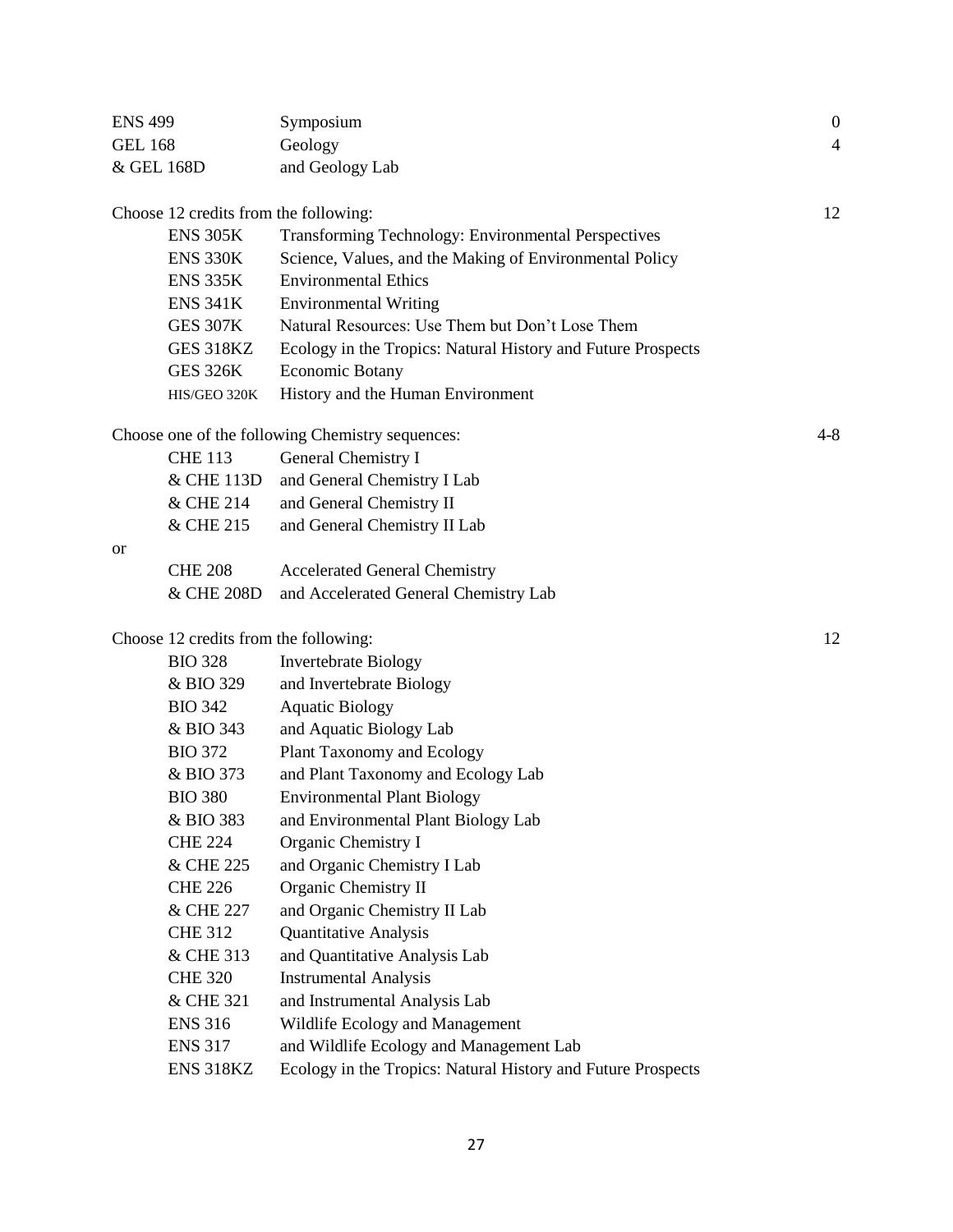| Course | Title | Credits |
|---|---|---|
| ENS 499 | Symposium | 0 |
| GEL 168 | Geology | 4 |
| & GEL 168D | and Geology Lab | |
| Choose 12 credits from the following: | | 12 |
| ENS 305K | Transforming Technology: Environmental Perspectives | |
| ENS 330K | Science, Values, and the Making of Environmental Policy | |
| ENS 335K | Environmental Ethics | |
| ENS 341K | Environmental Writing | |
| GES 307K | Natural Resources: Use Them but Don't Lose Them | |
| GES 318KZ | Ecology in the Tropics: Natural History and Future Prospects | |
| GES 326K | Economic Botany | |
| HIS/GEO 320K | History and the Human Environment | |
| Choose one of the following Chemistry sequences: | | 4-8 |
| CHE 113 | General Chemistry I | |
| & CHE 113D | and General Chemistry I Lab | |
| & CHE 214 | and General Chemistry II | |
| & CHE 215 | and General Chemistry II Lab | |
| or | | |
| CHE 208 | Accelerated General Chemistry | |
| & CHE 208D | and Accelerated General Chemistry Lab | |
| Choose 12 credits from the following: | | 12 |
| BIO 328 | Invertebrate Biology | |
| & BIO 329 | and Invertebrate Biology | |
| BIO 342 | Aquatic Biology | |
| & BIO 343 | and Aquatic Biology Lab | |
| BIO 372 | Plant Taxonomy and Ecology | |
| & BIO 373 | and Plant Taxonomy and Ecology Lab | |
| BIO 380 | Environmental Plant Biology | |
| & BIO 383 | and Environmental Plant Biology Lab | |
| CHE 224 | Organic Chemistry I | |
| & CHE 225 | and Organic Chemistry I Lab | |
| CHE 226 | Organic Chemistry II | |
| & CHE 227 | and Organic Chemistry II Lab | |
| CHE 312 | Quantitative Analysis | |
| & CHE 313 | and Quantitative Analysis Lab | |
| CHE 320 | Instrumental Analysis | |
| & CHE 321 | and Instrumental Analysis Lab | |
| ENS 316 | Wildlife Ecology and Management | |
| ENS 317 | and Wildlife Ecology and Management Lab | |
| ENS 318KZ | Ecology in the Tropics: Natural History and Future Prospects | |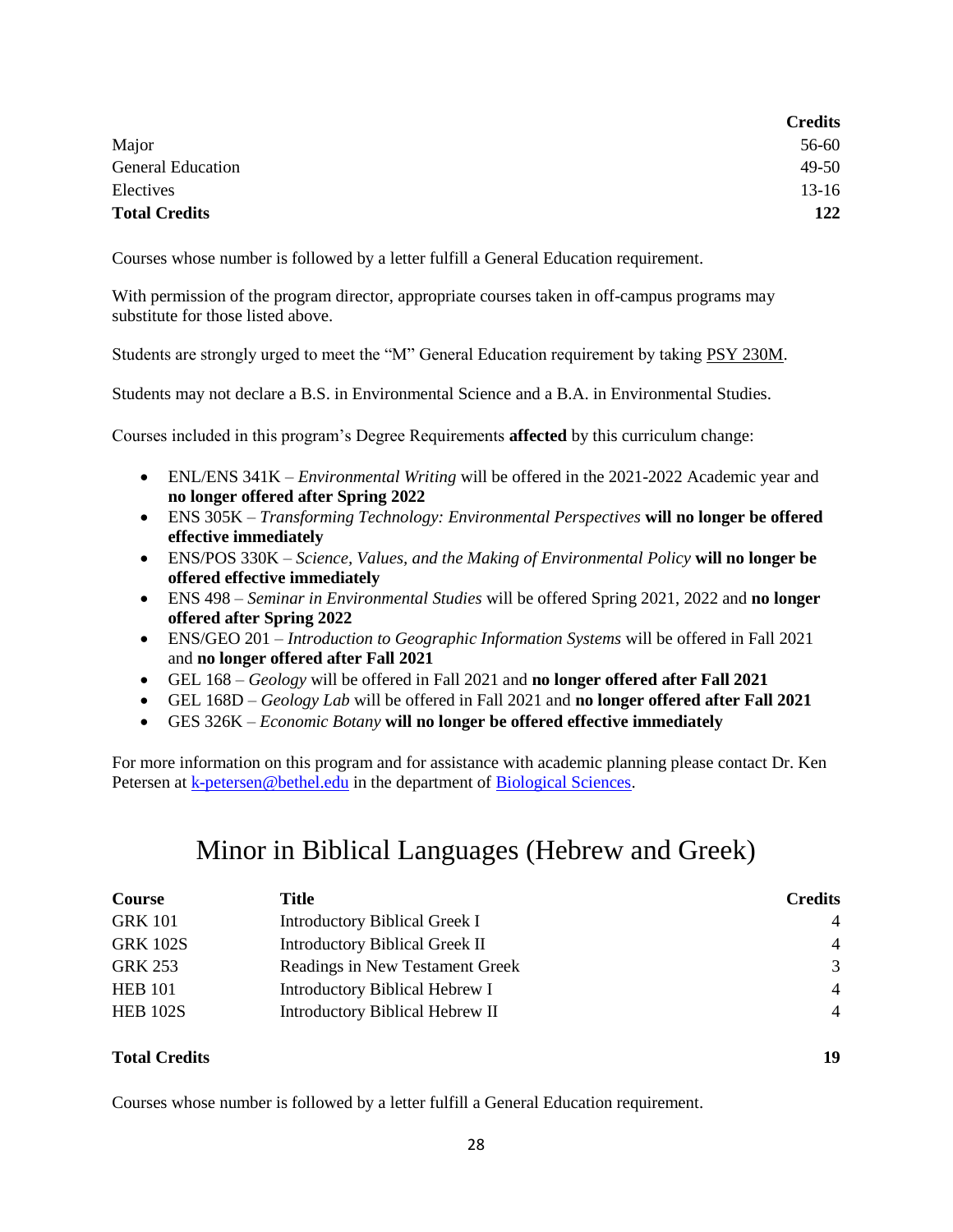| | Credits |
|---|---|
| Major | 56-60 |
| General Education | 49-50 |
| Electives | 13-16 |
| **Total Credits** | **122** |

Courses whose number is followed by a letter fulfill a General Education requirement.

With permission of the program director, appropriate courses taken in off-campus programs may substitute for those listed above.

Students are strongly urged to meet the "M" General Education requirement by taking PSY 230M.

Students may not declare a B.S. in Environmental Science and a B.A. in Environmental Studies.

Courses included in this program's Degree Requirements **affected** by this curriculum change:

- ENL/ENS 341K – *Environmental Writing* will be offered in the 2021-2022 Academic year and **no longer offered after Spring 2022**
- ENS 305K – *Transforming Technology: Environmental Perspectives* **will no longer be offered effective immediately**
- ENS/POS 330K – *Science, Values, and the Making of Environmental Policy* **will no longer be offered effective immediately**
- ENS 498 – *Seminar in Environmental Studies* will be offered Spring 2021, 2022 and **no longer offered after Spring 2022**
- ENS/GEO 201 – *Introduction to Geographic Information Systems* will be offered in Fall 2021 and **no longer offered after Fall 2021**
- GEL 168 – *Geology* will be offered in Fall 2021 and **no longer offered after Fall 2021**
- GEL 168D – *Geology Lab* will be offered in Fall 2021 and **no longer offered after Fall 2021**
- GES 326K – *Economic Botany* **will no longer be offered effective immediately**

For more information on this program and for assistance with academic planning please contact Dr. Ken Petersen at k-petersen@bethel.edu in the department of Biological Sciences.

# Minor in Biblical Languages (Hebrew and Greek)

| Course | Title | Credits |
|---|---|---|
| GRK 101 | Introductory Biblical Greek I | 4 |
| GRK 102S | Introductory Biblical Greek II | 4 |
| GRK 253 | Readings in New Testament Greek | 3 |
| HEB 101 | Introductory Biblical Hebrew I | 4 |
| HEB 102S | Introductory Biblical Hebrew II | 4 |
| **Total Credits** | | **19** |

Courses whose number is followed by a letter fulfill a General Education requirement.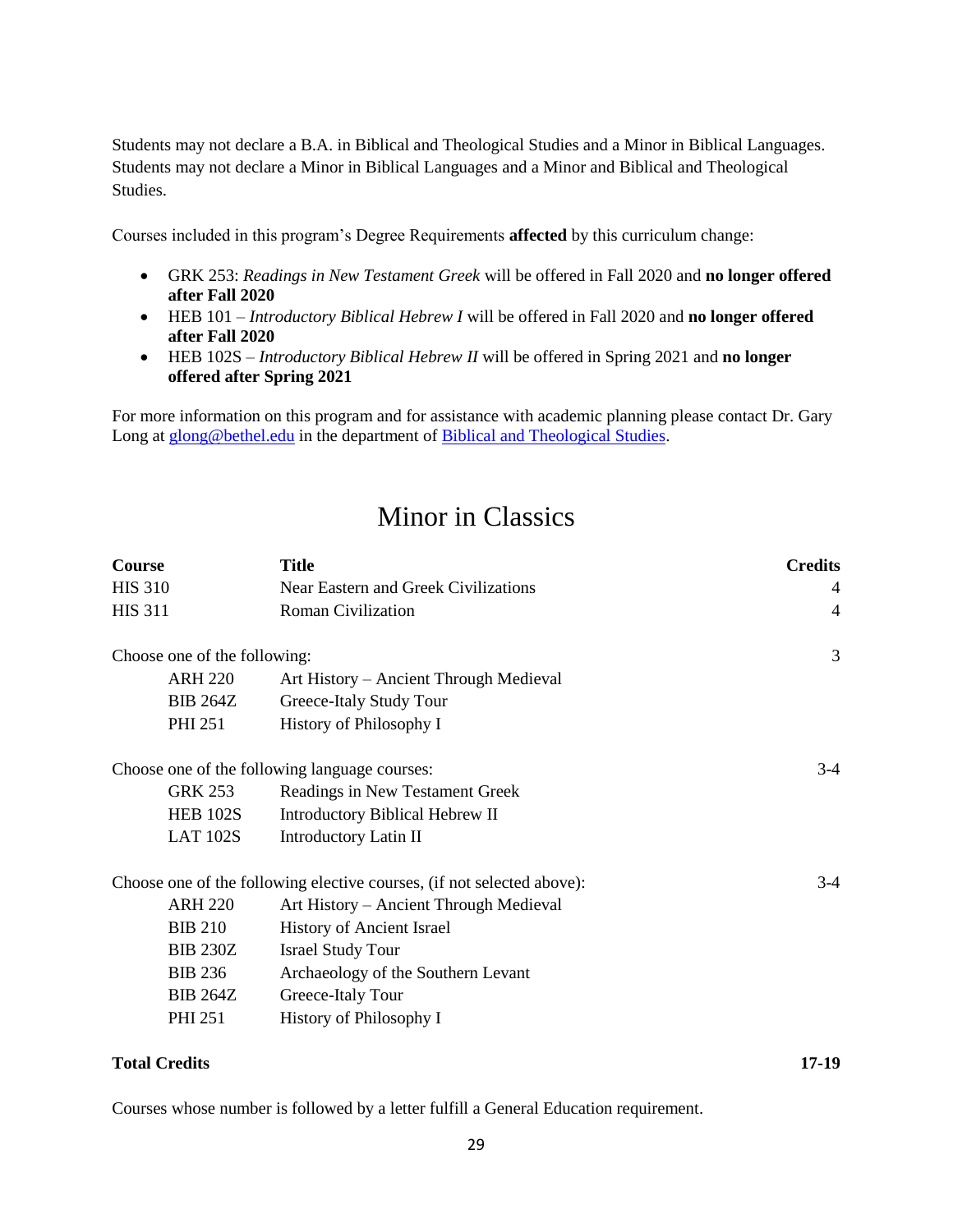Students may not declare a B.A. in Biblical and Theological Studies and a Minor in Biblical Languages. Students may not declare a Minor in Biblical Languages and a Minor and Biblical and Theological Studies.

Courses included in this program's Degree Requirements **affected** by this curriculum change:

- GRK 253: *Readings in New Testament Greek* will be offered in Fall 2020 and **no longer offered after Fall 2020**
- HEB 101 – *Introductory Biblical Hebrew I* will be offered in Fall 2020 and **no longer offered after Fall 2020**
- HEB 102S – *Introductory Biblical Hebrew II* will be offered in Spring 2021 and **no longer offered after Spring 2021**

For more information on this program and for assistance with academic planning please contact Dr. Gary Long at [glong@bethel.edu](mailto:glong@bethel.edu) in the department of [Biblical and Theological Studies](#).

# Minor in Classics

| **Course** | **Title** | **Credits** |
|---|---|---|
| HIS 310 | Near Eastern and Greek Civilizations | 4 |
| HIS 311 | Roman Civilization | 4 |
| Choose one of the following: | | 3 |
| ARH 220 | Art History – Ancient Through Medieval | |
| BIB 264Z | Greece-Italy Study Tour | |
| PHI 251 | History of Philosophy I | |
| Choose one of the following language courses: | | 3-4 |
| GRK 253 | Readings in New Testament Greek | |
| HEB 102S | Introductory Biblical Hebrew II | |
| LAT 102S | Introductory Latin II | |
| Choose one of the following elective courses, (if not selected above): | | 3-4 |
| ARH 220 | Art History – Ancient Through Medieval | |
| BIB 210 | History of Ancient Israel | |
| BIB 230Z | Israel Study Tour | |
| BIB 236 | Archaeology of the Southern Levant | |
| BIB 264Z | Greece-Italy Tour | |
| PHI 251 | History of Philosophy I | |
| **Total Credits** | | **17-19** |

Courses whose number is followed by a letter fulfill a General Education requirement.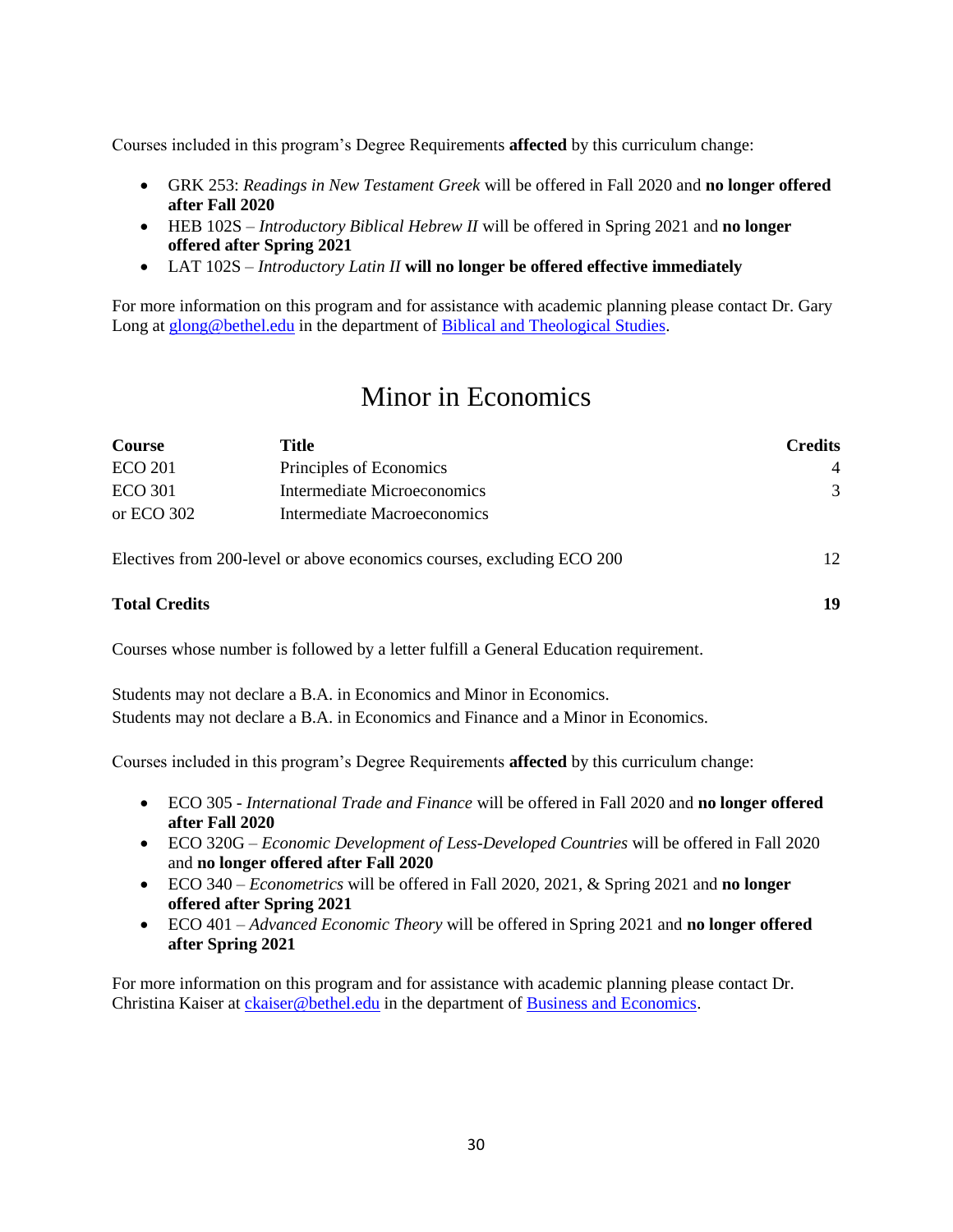Courses included in this program's Degree Requirements **affected** by this curriculum change:

- GRK 253: *Readings in New Testament Greek* will be offered in Fall 2020 and **no longer offered after Fall 2020**
- HEB 102S – *Introductory Biblical Hebrew II* will be offered in Spring 2021 and **no longer offered after Spring 2021**
- LAT 102S – *Introductory Latin II* **will no longer be offered effective immediately**

For more information on this program and for assistance with academic planning please contact Dr. Gary Long at glong@bethel.edu in the department of Biblical and Theological Studies.

# Minor in Economics

| Course | Title | Credits |
|---|---|---|
| ECO 201 | Principles of Economics | 4 |
| ECO 301 | Intermediate Microeconomics | 3 |
| or ECO 302 | Intermediate Macroeconomics | |
| Electives from 200-level or above economics courses, excluding ECO 200 | | 12 |
| **Total Credits** | | **19** |

Courses whose number is followed by a letter fulfill a General Education requirement.

Students may not declare a B.A. in Economics and Minor in Economics.
Students may not declare a B.A. in Economics and Finance and a Minor in Economics.

Courses included in this program's Degree Requirements **affected** by this curriculum change:

- ECO 305 - *International Trade and Finance* will be offered in Fall 2020 and **no longer offered after Fall 2020**
- ECO 320G – *Economic Development of Less-Developed Countries* will be offered in Fall 2020 and **no longer offered after Fall 2020**
- ECO 340 – *Econometrics* will be offered in Fall 2020, 2021, & Spring 2021 and **no longer offered after Spring 2021**
- ECO 401 – *Advanced Economic Theory* will be offered in Spring 2021 and **no longer offered after Spring 2021**

For more information on this program and for assistance with academic planning please contact Dr. Christina Kaiser at ckaiser@bethel.edu in the department of Business and Economics.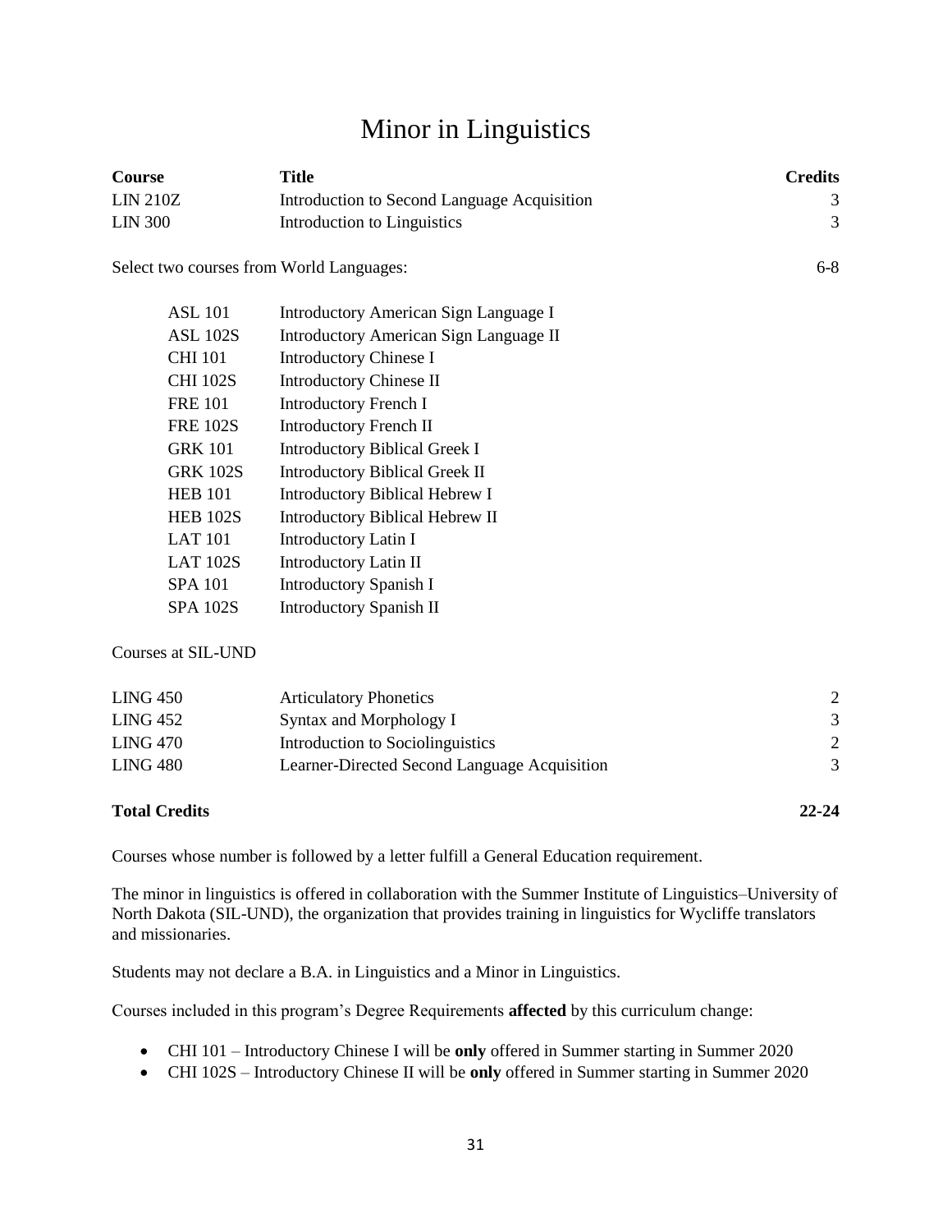# Minor in Linguistics

| Course | Title | Credits |
|---|---|---|
| LIN 210Z | Introduction to Second Language Acquisition | 3 |
| LIN 300 | Introduction to Linguistics | 3 |
| Select two courses from World Languages: | | 6-8 |
| ASL 101 | Introductory American Sign Language I | |
| ASL 102S | Introductory American Sign Language II | |
| CHI 101 | Introductory Chinese I | |
| CHI 102S | Introductory Chinese II | |
| FRE 101 | Introductory French I | |
| FRE 102S | Introductory French II | |
| GRK 101 | Introductory Biblical Greek I | |
| GRK 102S | Introductory Biblical Greek II | |
| HEB 101 | Introductory Biblical Hebrew I | |
| HEB 102S | Introductory Biblical Hebrew II | |
| LAT 101 | Introductory Latin I | |
| LAT 102S | Introductory Latin II | |
| SPA 101 | Introductory Spanish I | |
| SPA 102S | Introductory Spanish II | |
| Courses at SIL-UND | | |
| LING 450 | Articulatory Phonetics | 2 |
| LING 452 | Syntax and Morphology I | 3 |
| LING 470 | Introduction to Sociolinguistics | 2 |
| LING 480 | Learner-Directed Second Language Acquisition | 3 |
| **Total Credits** | | **22-24** |

Courses whose number is followed by a letter fulfill a General Education requirement.

The minor in linguistics is offered in collaboration with the Summer Institute of Linguistics–University of North Dakota (SIL-UND), the organization that provides training in linguistics for Wycliffe translators and missionaries.

Students may not declare a B.A. in Linguistics and a Minor in Linguistics.

Courses included in this program's Degree Requirements **affected** by this curriculum change:

- CHI 101 – Introductory Chinese I will be **only** offered in Summer starting in Summer 2020
- CHI 102S – Introductory Chinese II will be **only** offered in Summer starting in Summer 2020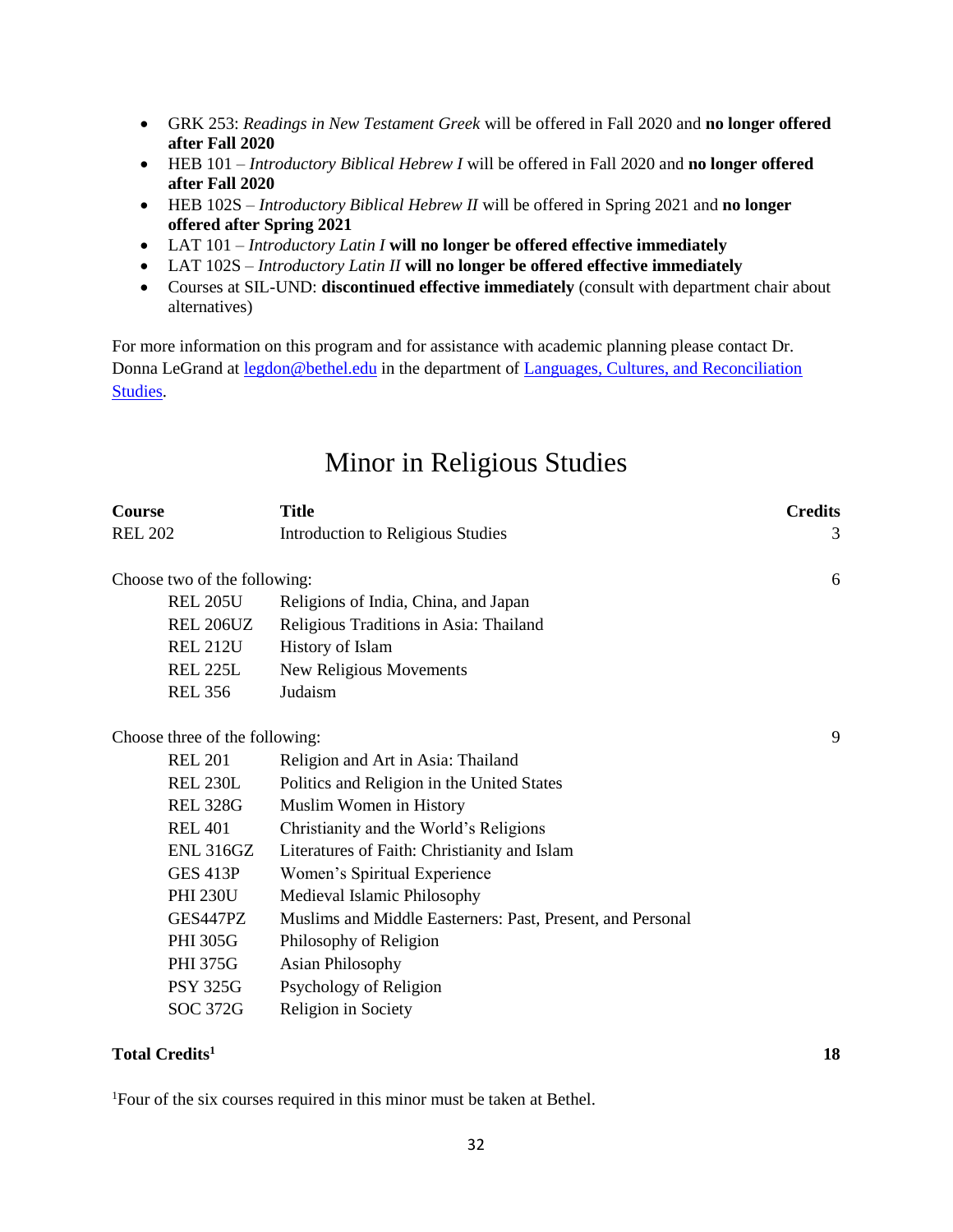- GRK 253: *Readings in New Testament Greek* will be offered in Fall 2020 and **no longer offered after Fall 2020**
- HEB 101 – *Introductory Biblical Hebrew I* will be offered in Fall 2020 and **no longer offered after Fall 2020**
- HEB 102S – *Introductory Biblical Hebrew II* will be offered in Spring 2021 and **no longer offered after Spring 2021**
- LAT 101 – *Introductory Latin I* **will no longer be offered effective immediately**
- LAT 102S – *Introductory Latin II* **will no longer be offered effective immediately**
- Courses at SIL-UND: **discontinued effective immediately** (consult with department chair about alternatives)

For more information on this program and for assistance with academic planning please contact Dr. Donna LeGrand at legdon@bethel.edu in the department of Languages, Cultures, and Reconciliation Studies.

# Minor in Religious Studies

| Course | Title | Credits |
|---|---|---|
| REL 202 | Introduction to Religious Studies | 3 |
| Choose two of the following: | | 6 |
| REL 205U | Religions of India, China, and Japan | |
| REL 206UZ | Religious Traditions in Asia: Thailand | |
| REL 212U | History of Islam | |
| REL 225L | New Religious Movements | |
| REL 356 | Judaism | |
| Choose three of the following: | | 9 |
| REL 201 | Religion and Art in Asia: Thailand | |
| REL 230L | Politics and Religion in the United States | |
| REL 328G | Muslim Women in History | |
| REL 401 | Christianity and the World's Religions | |
| ENL 316GZ | Literatures of Faith: Christianity and Islam | |
| GES 413P | Women's Spiritual Experience | |
| PHI 230U | Medieval Islamic Philosophy | |
| GES447PZ | Muslims and Middle Easterners: Past, Present, and Personal | |
| PHI 305G | Philosophy of Religion | |
| PHI 375G | Asian Philosophy | |
| PSY 325G | Psychology of Religion | |
| SOC 372G | Religion in Society | |
| **Total Credits[1]** | | **18** |

[1]Four of the six courses required in this minor must be taken at Bethel.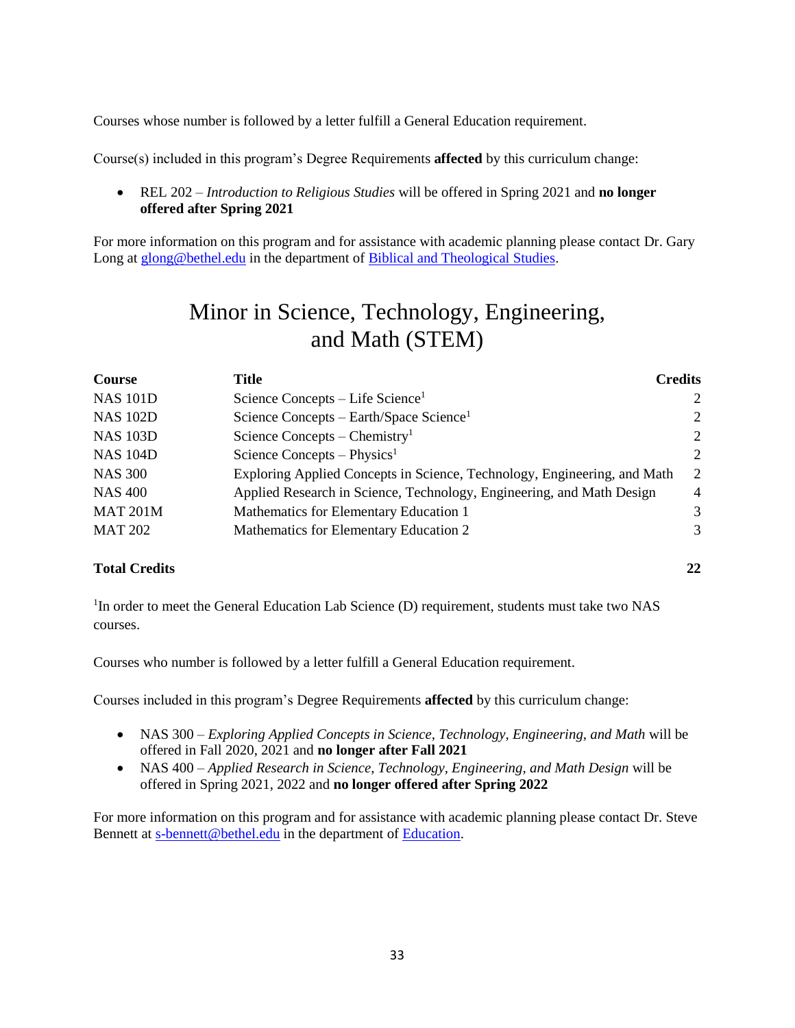Courses whose number is followed by a letter fulfill a General Education requirement.

Course(s) included in this program's Degree Requirements **affected** by this curriculum change:

- REL 202 – *Introduction to Religious Studies* will be offered in Spring 2021 and **no longer offered after Spring 2021**

For more information on this program and for assistance with academic planning please contact Dr. Gary Long at glong@bethel.edu in the department of Biblical and Theological Studies.

# Minor in Science, Technology, Engineering, and Math (STEM)

| Course | Title | Credits |
|---|---|---|
| NAS 101D | Science Concepts – Life Science[1] | 2 |
| NAS 102D | Science Concepts – Earth/Space Science[1] | 2 |
| NAS 103D | Science Concepts – Chemistry[1] | 2 |
| NAS 104D | Science Concepts – Physics[1] | 2 |
| NAS 300 | Exploring Applied Concepts in Science, Technology, Engineering, and Math | 2 |
| NAS 400 | Applied Research in Science, Technology, Engineering, and Math Design | 4 |
| MAT 201M | Mathematics for Elementary Education 1 | 3 |
| MAT 202 | Mathematics for Elementary Education 2 | 3 |
| **Total Credits** | | **22** |

[1]In order to meet the General Education Lab Science (D) requirement, students must take two NAS courses.

Courses who number is followed by a letter fulfill a General Education requirement.

Courses included in this program's Degree Requirements **affected** by this curriculum change:

- NAS 300 – *Exploring Applied Concepts in Science, Technology, Engineering, and Math* will be offered in Fall 2020, 2021 and **no longer after Fall 2021**
- NAS 400 – *Applied Research in Science, Technology, Engineering, and Math Design* will be offered in Spring 2021, 2022 and **no longer offered after Spring 2022**

For more information on this program and for assistance with academic planning please contact Dr. Steve Bennett at s-bennett@bethel.edu in the department of Education.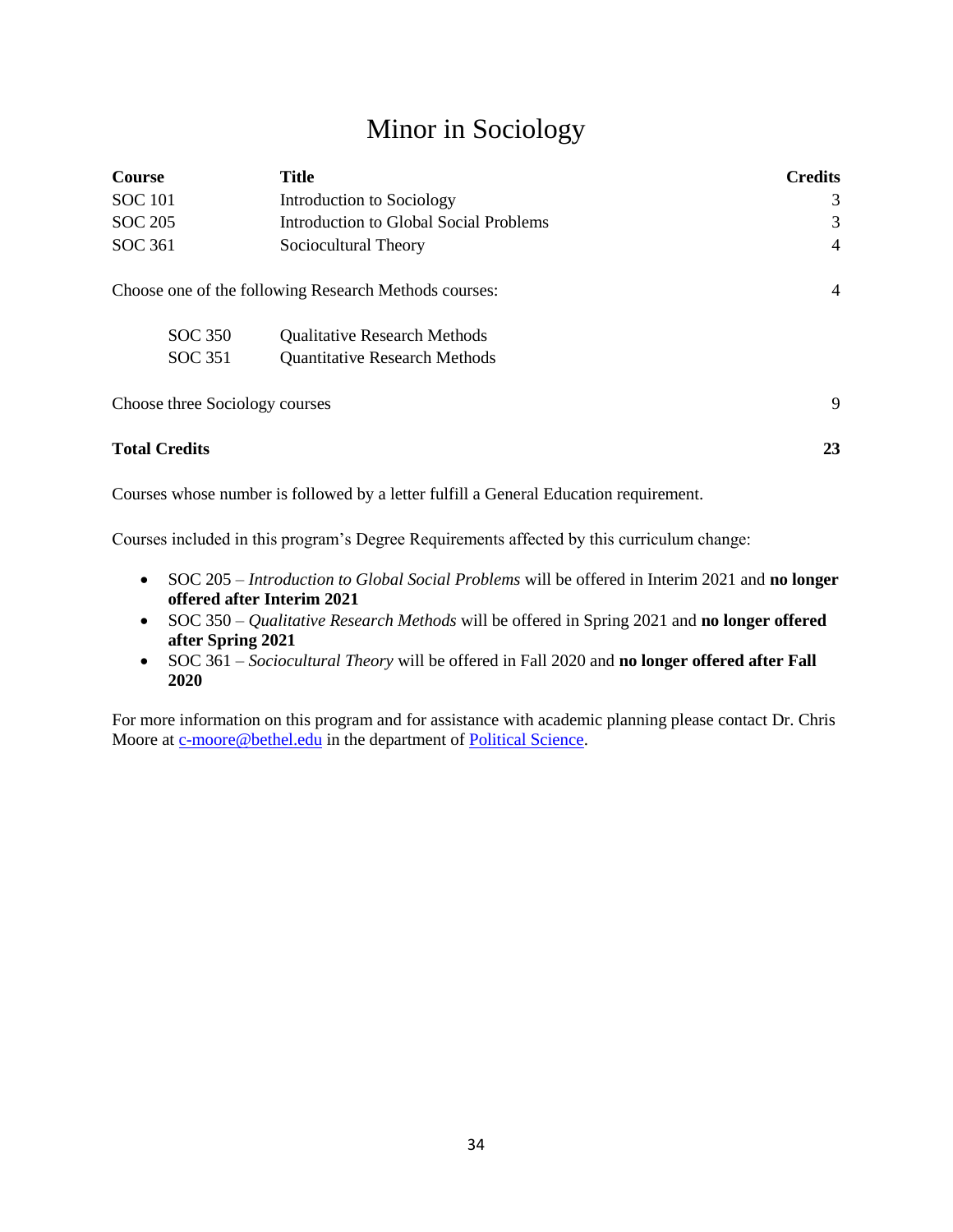# Minor in Sociology

| Course | Title | Credits |
|---|---|---|
| SOC 101 | Introduction to Sociology | 3 |
| SOC 205 | Introduction to Global Social Problems | 3 |
| SOC 361 | Sociocultural Theory | 4 |
| Choose one of the following Research Methods courses: | | 4 |
| SOC 350 | Qualitative Research Methods | |
| SOC 351 | Quantitative Research Methods | |
| Choose three Sociology courses | | 9 |
| **Total Credits** | | **23** |

Courses whose number is followed by a letter fulfill a General Education requirement.

Courses included in this program's Degree Requirements affected by this curriculum change:

- SOC 205 – *Introduction to Global Social Problems* will be offered in Interim 2021 and **no longer offered after Interim 2021**
- SOC 350 – *Qualitative Research Methods* will be offered in Spring 2021 and **no longer offered after Spring 2021**
- SOC 361 – *Sociocultural Theory* will be offered in Fall 2020 and **no longer offered after Fall 2020**

For more information on this program and for assistance with academic planning please contact Dr. Chris Moore at c-moore@bethel.edu in the department of Political Science.